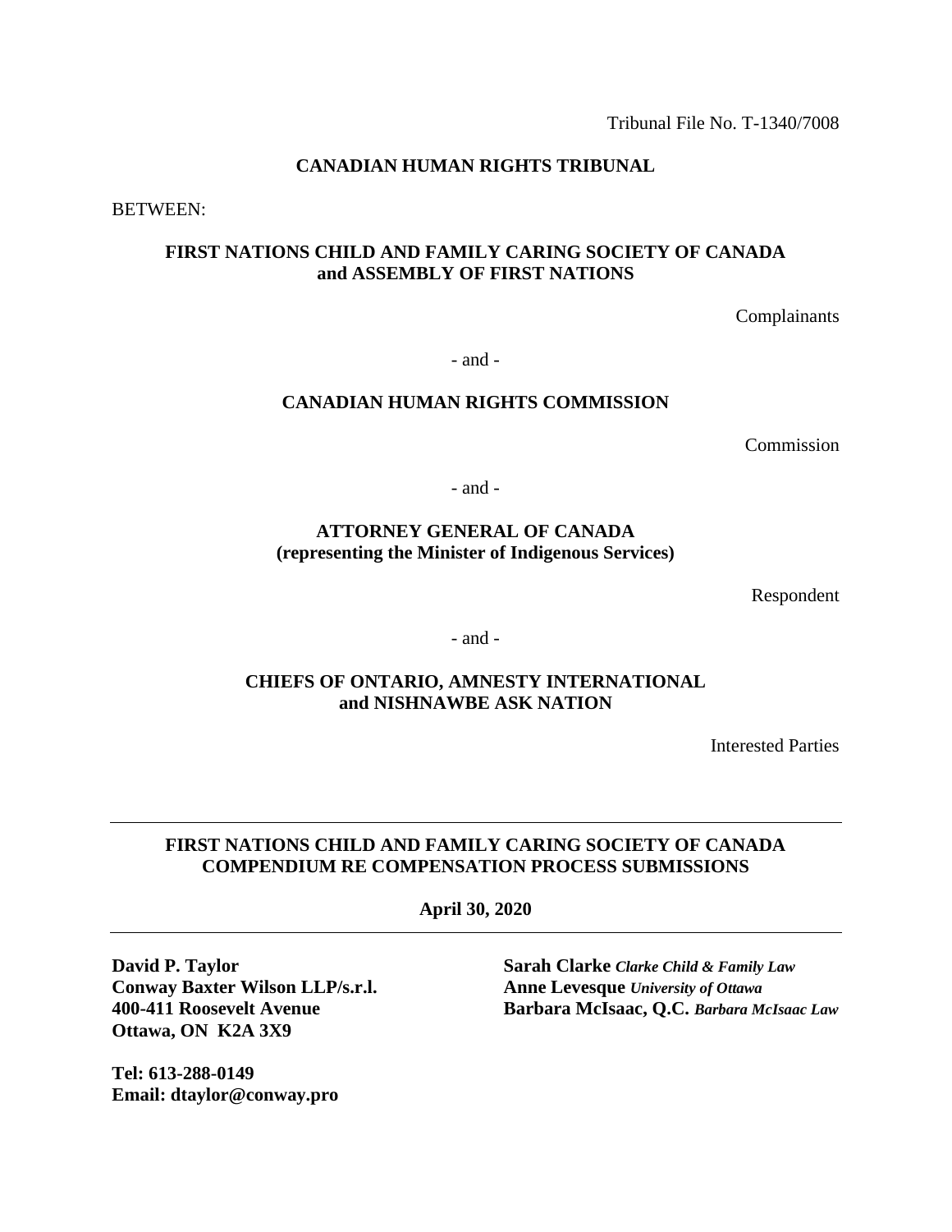Tribunal File No. T-1340/7008

**CANADIAN HUMAN RIGHTS TRIBUNAL**

BETWEEN:

**FIRST NATIONS CHILD AND FAMILY CARING SOCIETY OF CANADA and ASSEMBLY OF FIRST NATIONS**

Complainants

- and -

**CANADIAN HUMAN RIGHTS COMMISSION**

Commission

- and -

**ATTORNEY GENERAL OF CANADA (representing the Minister of Indigenous Services)**

Respondent

- and -

**CHIEFS OF ONTARIO, AMNESTY INTERNATIONAL and NISHNAWBE ASK NATION**

Interested Parties

---

**FIRST NATIONS CHILD AND FAMILY CARING SOCIETY OF CANADA COMPENDIUM RE COMPENSATION PROCESS SUBMISSIONS**

**April 30, 2020**

---

**David P. Taylor**
**Conway Baxter Wilson LLP/s.r.l.**
**400-411 Roosevelt Avenue**
**Ottawa, ON K2A 3X9**

**Tel: 613-288-0149**
**Email: dtaylor@conway.pro**

**Sarah Clarke** ***Clarke Child & Family Law***
**Anne Levesque** ***University of Ottawa***
**Barbara McIsaac, Q.C.** ***Barbara McIsaac Law***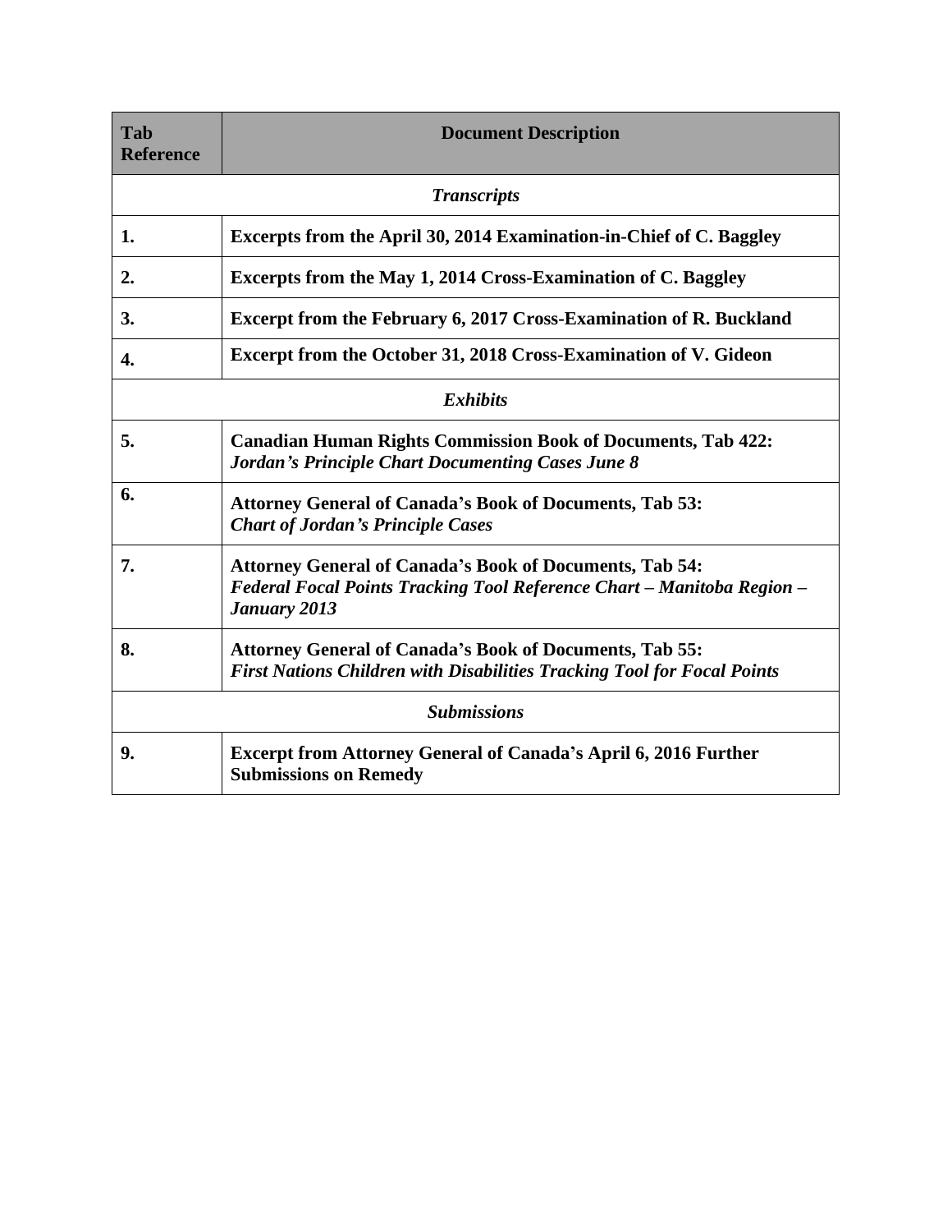| Tab Reference | Document Description |
|---|---|
| | ***Transcripts*** |
| **1.** | **Excerpts from the April 30, 2014 Examination-in-Chief of C. Baggley** |
| **2.** | **Excerpts from the May 1, 2014 Cross-Examination of C. Baggley** |
| **3.** | **Excerpt from the February 6, 2017 Cross-Examination of R. Buckland** |
| **4.** | **Excerpt from the October 31, 2018 Cross-Examination of V. Gideon** |
| | ***Exhibits*** |
| **5.** | **Canadian Human Rights Commission Book of Documents, Tab 422:** ***Jordan's Principle Chart Documenting Cases June 8*** |
| **6.** | **Attorney General of Canada's Book of Documents, Tab 53:** ***Chart of Jordan's Principle Cases*** |
| **7.** | **Attorney General of Canada's Book of Documents, Tab 54:** ***Federal Focal Points Tracking Tool Reference Chart – Manitoba Region – January 2013*** |
| **8.** | **Attorney General of Canada's Book of Documents, Tab 55:** ***First Nations Children with Disabilities Tracking Tool for Focal Points*** |
| | ***Submissions*** |
| **9.** | **Excerpt from Attorney General of Canada's April 6, 2016 Further Submissions on Remedy** |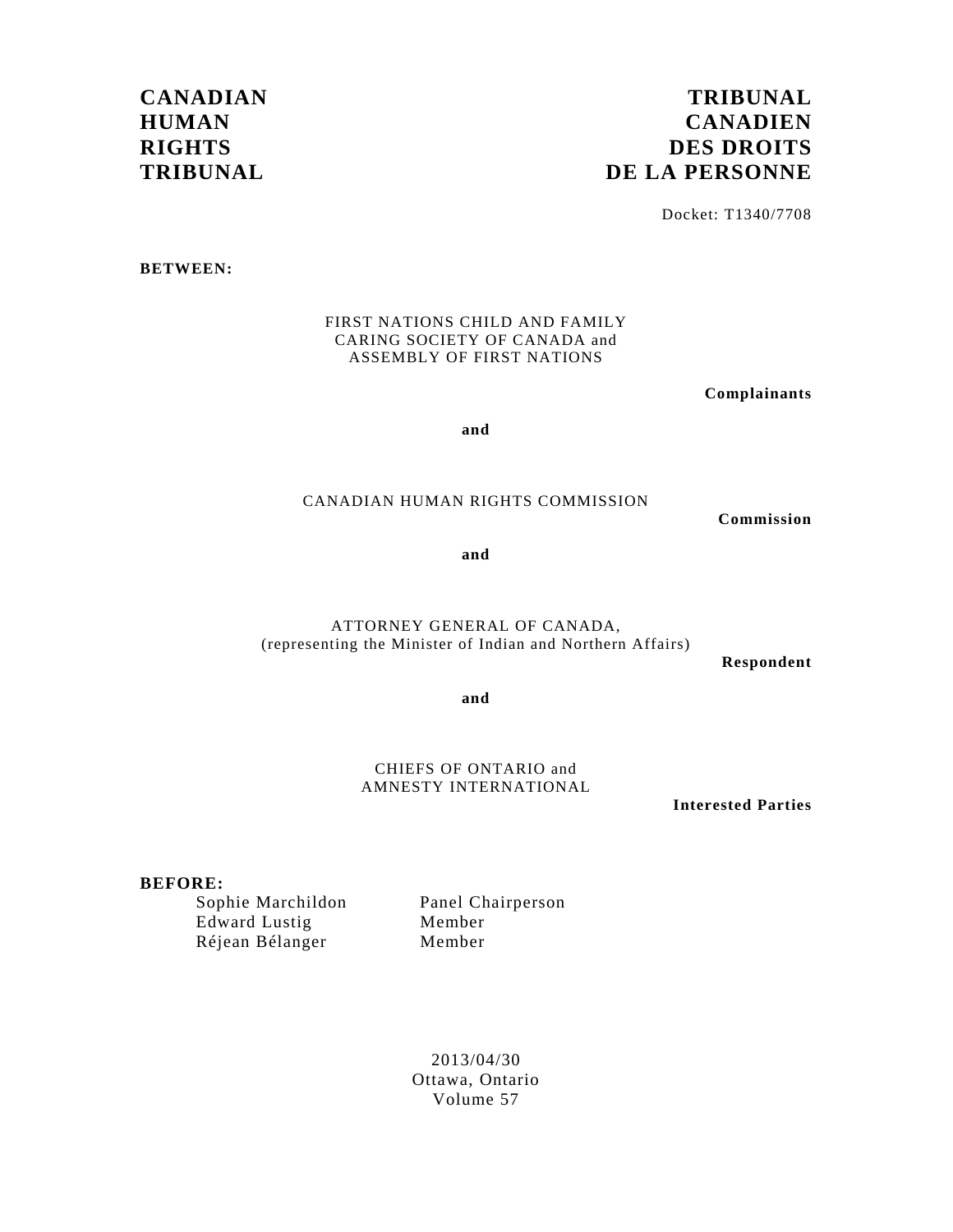| **CANADIAN HUMAN RIGHTS TRIBUNAL** | **TRIBUNAL CANADIEN DES DROITS DE LA PERSONNE** |
|---|---|

Docket: T1340/7708

**BETWEEN:**

FIRST NATIONS CHILD AND FAMILY CARING SOCIETY OF CANADA and ASSEMBLY OF FIRST NATIONS

**Complainants**

**and**

CANADIAN HUMAN RIGHTS COMMISSION

**Commission**

**and**

ATTORNEY GENERAL OF CANADA,
(representing the Minister of Indian and Northern Affairs)

**Respondent**

**and**

CHIEFS OF ONTARIO and AMNESTY INTERNATIONAL

**Interested Parties**

**BEFORE:**

| | |
|---|---|
| Sophie Marchildon | Panel Chairperson |
| Edward Lustig | Member |
| Réjean Bélanger | Member |

2013/04/30
Ottawa, Ontario
Volume 57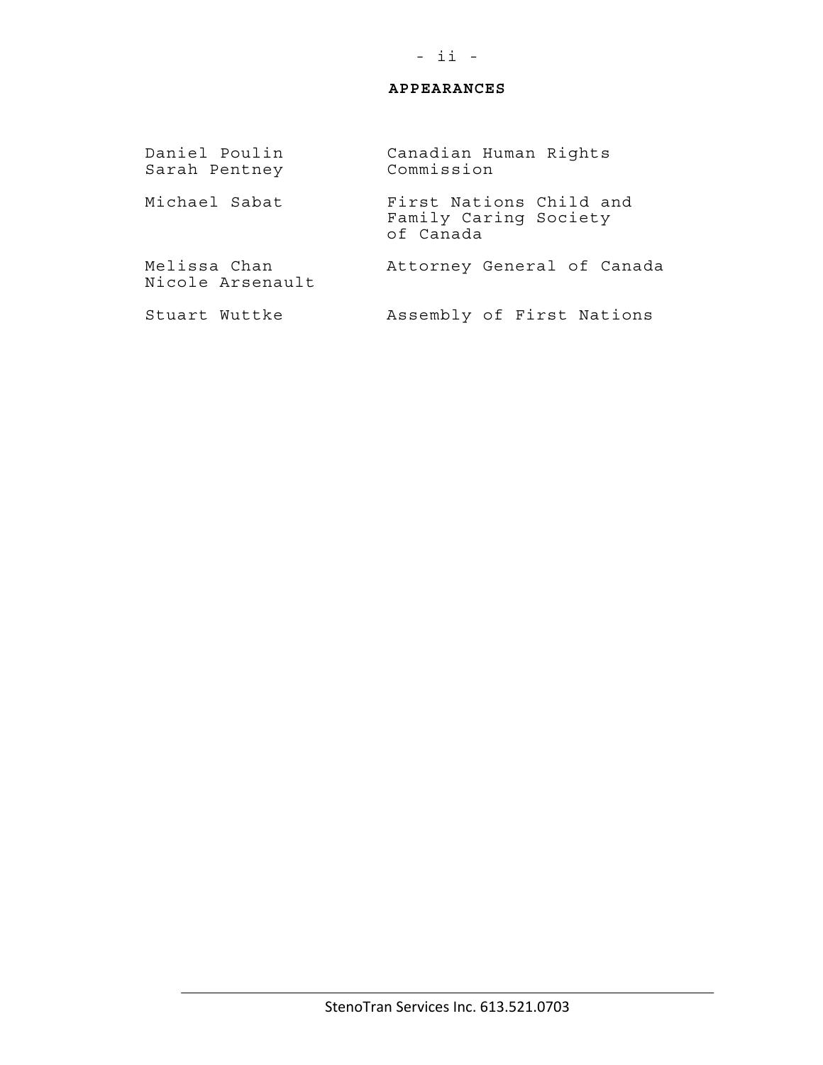## APPEARANCES

| | |
|---|---|
| Daniel Poulin<br>Sarah Pentney | Canadian Human Rights Commission |
| Michael Sabat | First Nations Child and Family Caring Society of Canada |
| Melissa Chan<br>Nicole Arsenault | Attorney General of Canada |
| Stuart Wuttke | Assembly of First Nations |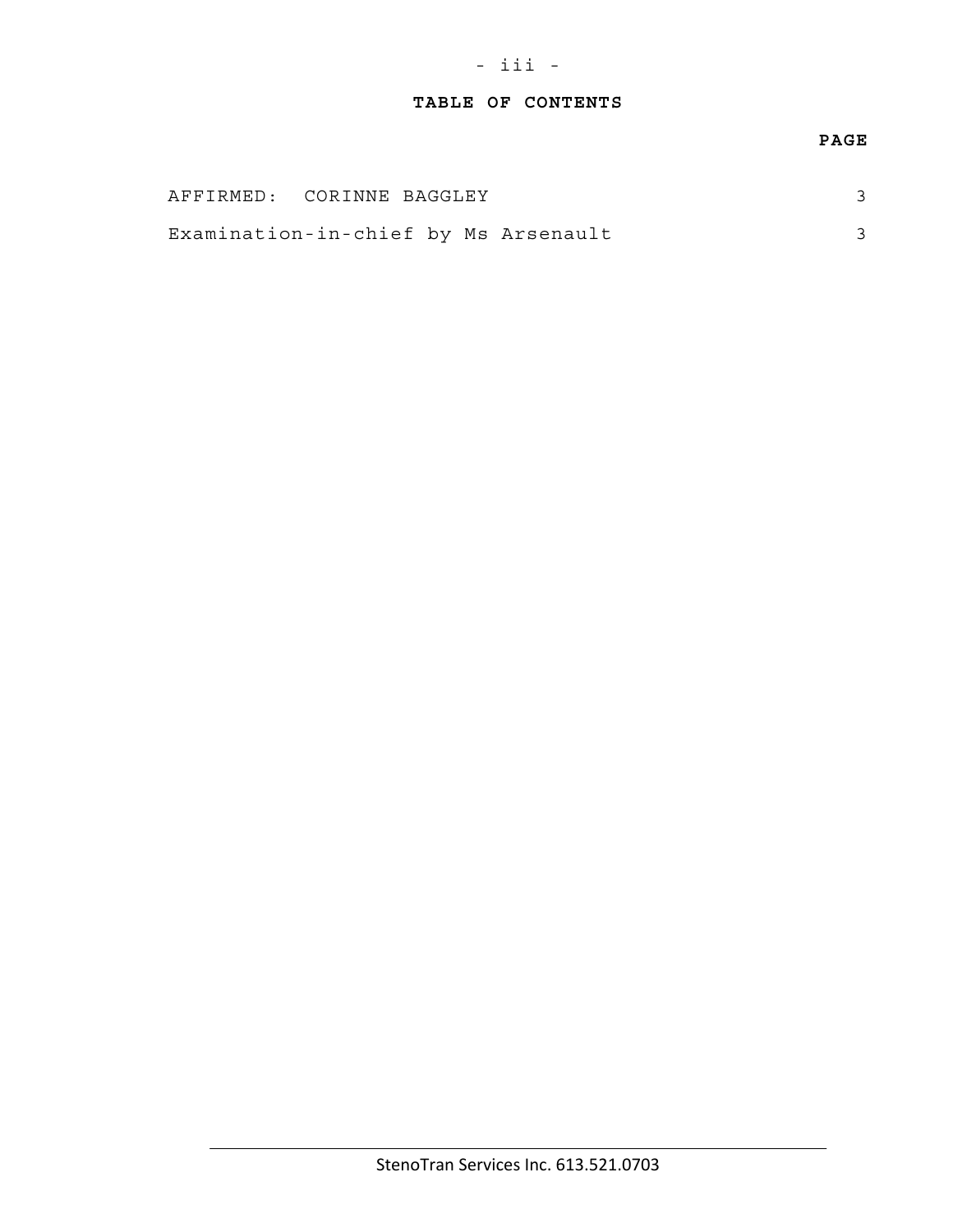## TABLE OF CONTENTS

| | PAGE |
|---|---|
| AFFIRMED: CORINNE BAGGLEY | 3 |
| Examination-in-chief by Ms Arsenault | 3 |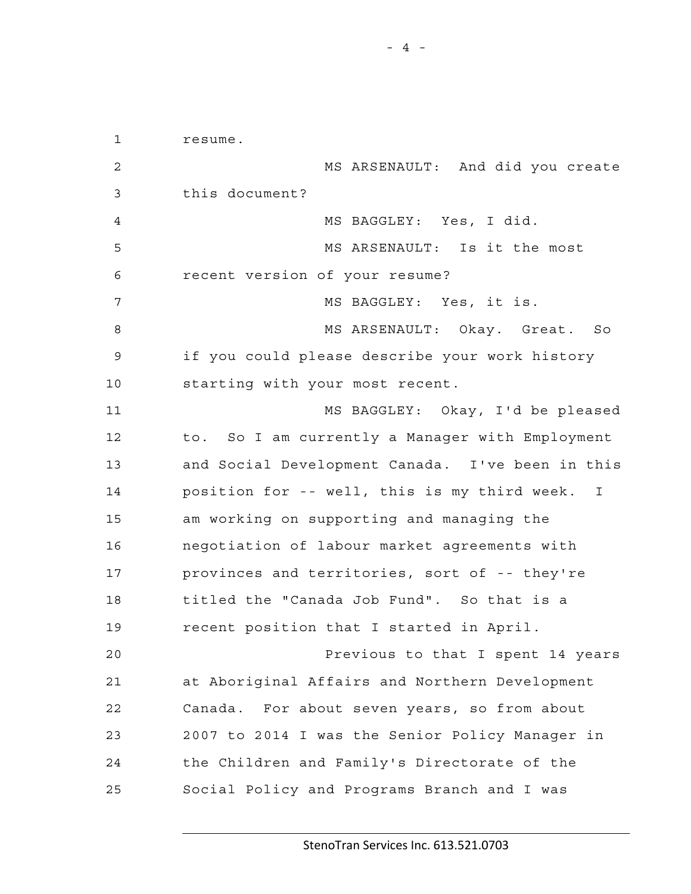resume.

MS ARSENAULT: And did you create this document?

MS BAGGLEY: Yes, I did.

MS ARSENAULT: Is it the most recent version of your resume?

MS BAGGLEY: Yes, it is.

MS ARSENAULT: Okay. Great. So if you could please describe your work history starting with your most recent.

MS BAGGLEY: Okay, I'd be pleased to. So I am currently a Manager with Employment and Social Development Canada. I've been in this position for -- well, this is my third week. I am working on supporting and managing the negotiation of labour market agreements with provinces and territories, sort of -- they're titled the "Canada Job Fund". So that is a recent position that I started in April.

Previous to that I spent 14 years at Aboriginal Affairs and Northern Development Canada. For about seven years, so from about 2007 to 2014 I was the Senior Policy Manager in the Children and Family's Directorate of the Social Policy and Programs Branch and I was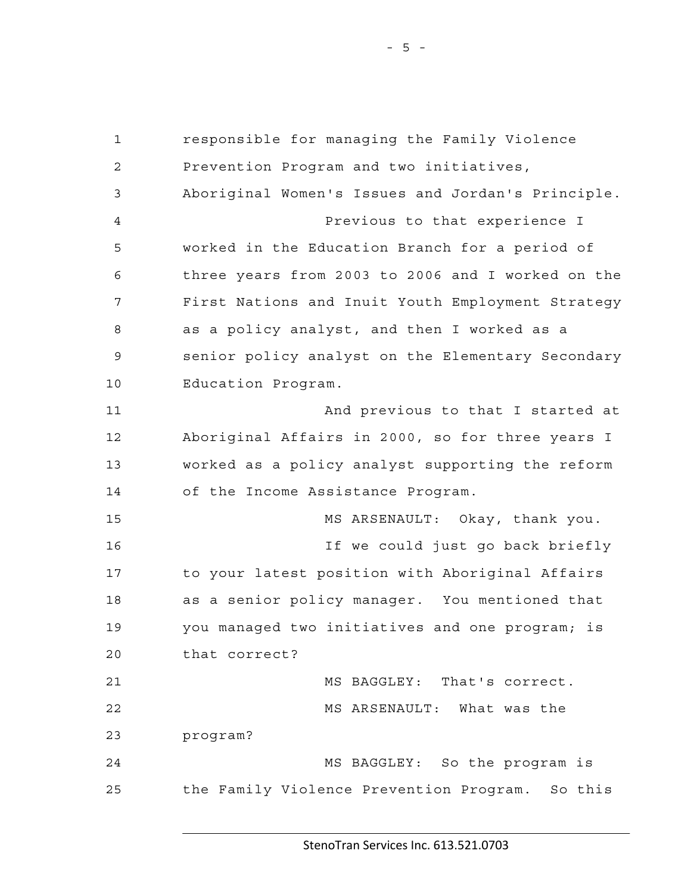responsible for managing the Family Violence Prevention Program and two initiatives, Aboriginal Women's Issues and Jordan's Principle.

Previous to that experience I worked in the Education Branch for a period of three years from 2003 to 2006 and I worked on the First Nations and Inuit Youth Employment Strategy as a policy analyst, and then I worked as a senior policy analyst on the Elementary Secondary Education Program.

And previous to that I started at Aboriginal Affairs in 2000, so for three years I worked as a policy analyst supporting the reform of the Income Assistance Program.

MS ARSENAULT: Okay, thank you.

If we could just go back briefly to your latest position with Aboriginal Affairs as a senior policy manager. You mentioned that you managed two initiatives and one program; is that correct?

MS BAGGLEY: That's correct.

MS ARSENAULT: What was the program?

MS BAGGLEY: So the program is the Family Violence Prevention Program. So this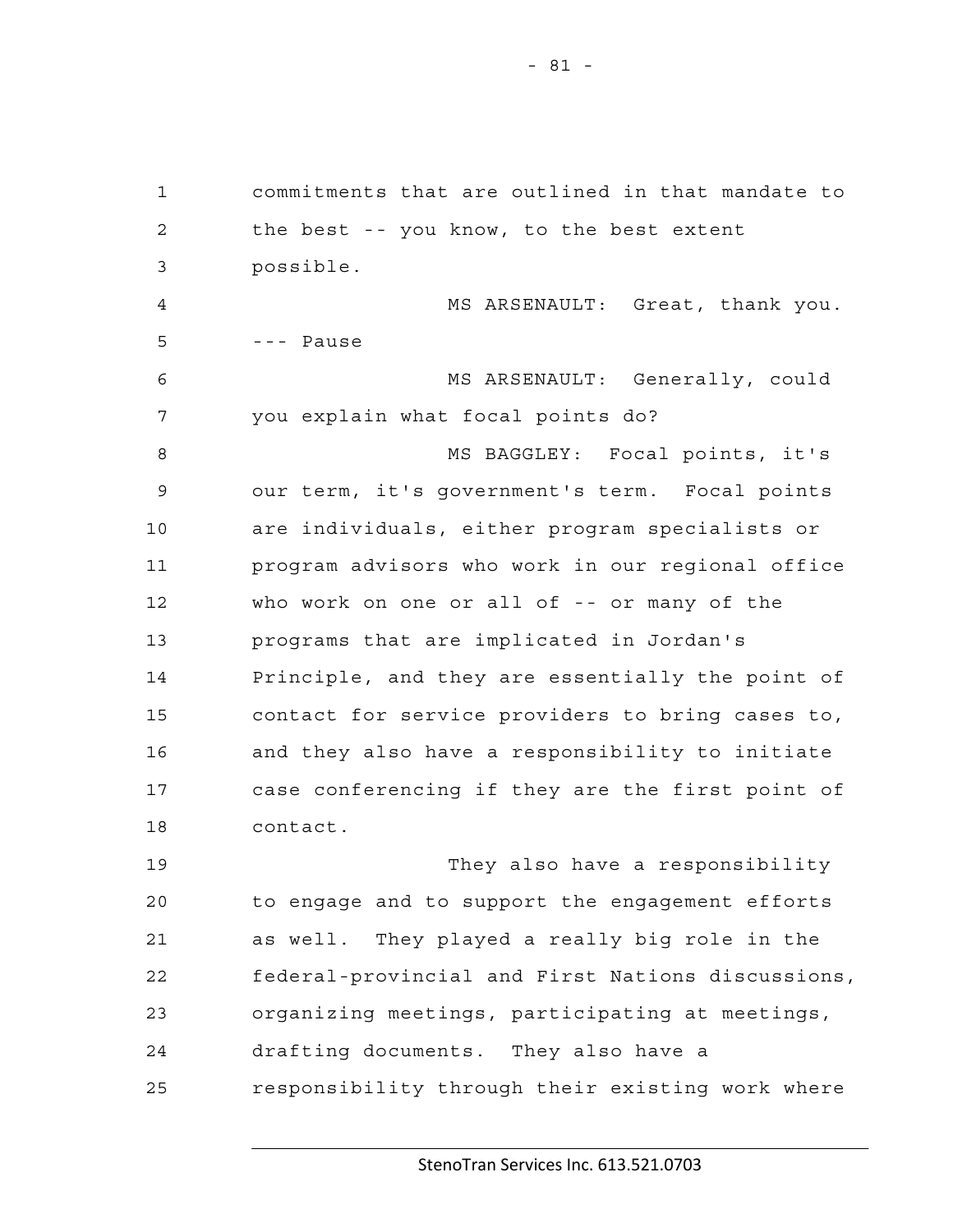commitments that are outlined in that mandate to the best -- you know, to the best extent possible.

MS ARSENAULT: Great, thank you.

--- Pause

MS ARSENAULT: Generally, could you explain what focal points do?

MS BAGGLEY: Focal points, it's our term, it's government's term. Focal points are individuals, either program specialists or program advisors who work in our regional office who work on one or all of -- or many of the programs that are implicated in Jordan's Principle, and they are essentially the point of contact for service providers to bring cases to, and they also have a responsibility to initiate case conferencing if they are the first point of contact.

They also have a responsibility to engage and to support the engagement efforts as well. They played a really big role in the federal-provincial and First Nations discussions, organizing meetings, participating at meetings, drafting documents. They also have a responsibility through their existing work where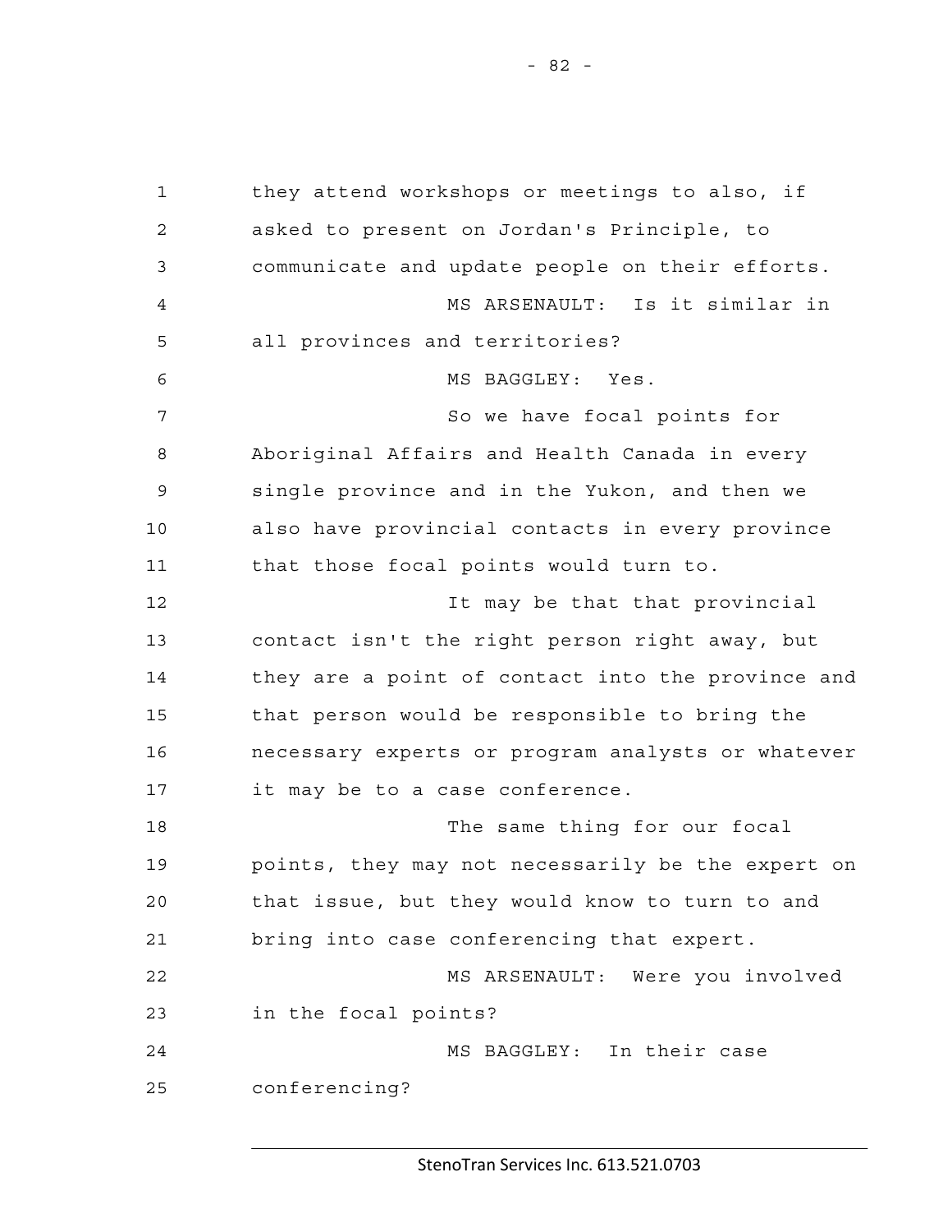they attend workshops or meetings to also, if asked to present on Jordan's Principle, to communicate and update people on their efforts.

MS ARSENAULT: Is it similar in all provinces and territories?

MS BAGGLEY: Yes.

So we have focal points for Aboriginal Affairs and Health Canada in every single province and in the Yukon, and then we also have provincial contacts in every province that those focal points would turn to.

It may be that that provincial contact isn't the right person right away, but they are a point of contact into the province and that person would be responsible to bring the necessary experts or program analysts or whatever it may be to a case conference.

The same thing for our focal points, they may not necessarily be the expert on that issue, but they would know to turn to and bring into case conferencing that expert.

MS ARSENAULT: Were you involved in the focal points?

MS BAGGLEY: In their case conferencing?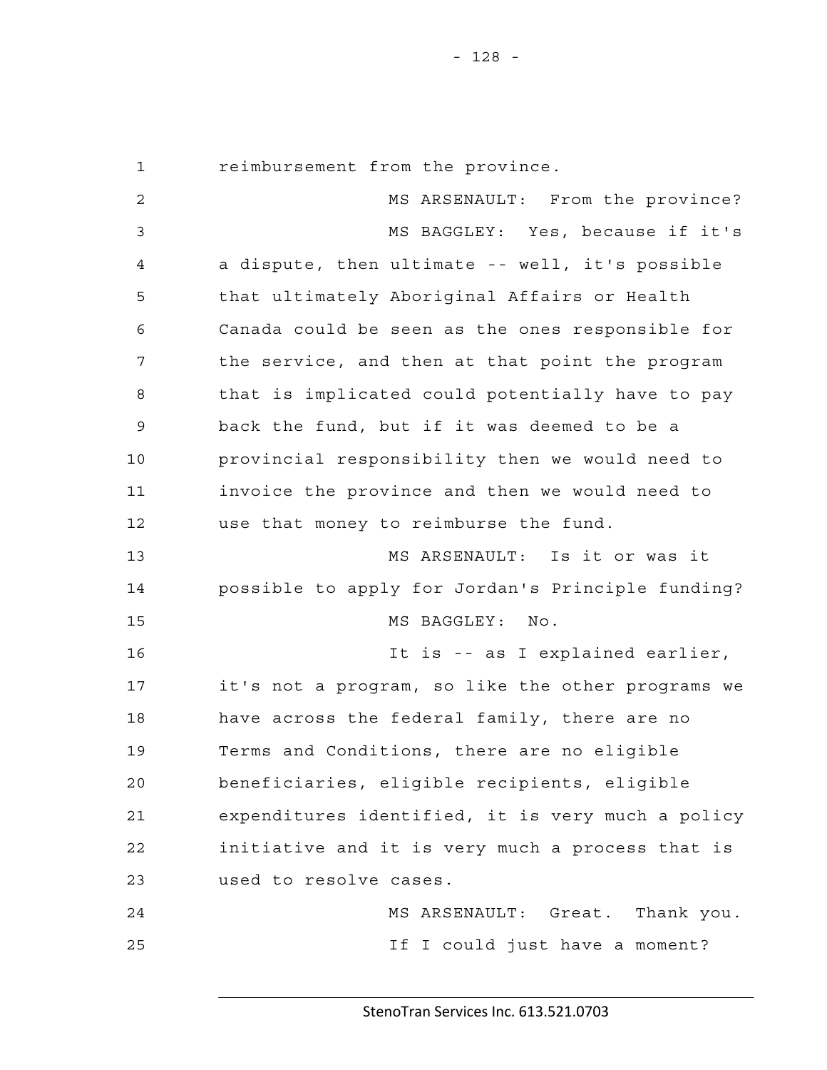reimbursement from the province.

MS ARSENAULT: From the province?

MS BAGGLEY: Yes, because if it's a dispute, then ultimate -- well, it's possible that ultimately Aboriginal Affairs or Health Canada could be seen as the ones responsible for the service, and then at that point the program that is implicated could potentially have to pay back the fund, but if it was deemed to be a provincial responsibility then we would need to invoice the province and then we would need to use that money to reimburse the fund.

MS ARSENAULT: Is it or was it possible to apply for Jordan's Principle funding?

MS BAGGLEY: No.

It is -- as I explained earlier, it's not a program, so like the other programs we have across the federal family, there are no Terms and Conditions, there are no eligible beneficiaries, eligible recipients, eligible expenditures identified, it is very much a policy initiative and it is very much a process that is used to resolve cases.

MS ARSENAULT: Great. Thank you.

If I could just have a moment?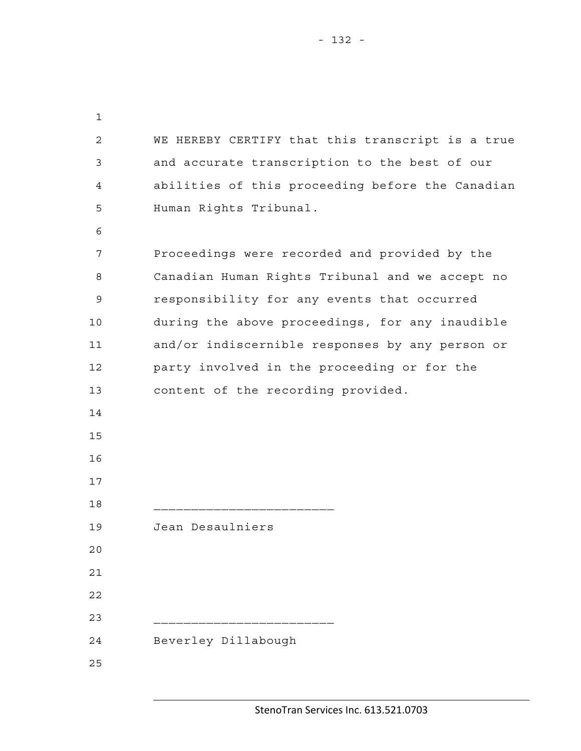WE HEREBY CERTIFY that this transcript is a true and accurate transcription to the best of our abilities of this proceeding before the Canadian Human Rights Tribunal.

Proceedings were recorded and provided by the Canadian Human Rights Tribunal and we accept no responsibility for any events that occurred during the above proceedings, for any inaudible and/or indiscernible responses by any person or party involved in the proceeding or for the content of the recording provided.

________________________

Jean Desaulniers

________________________

Beverley Dillabough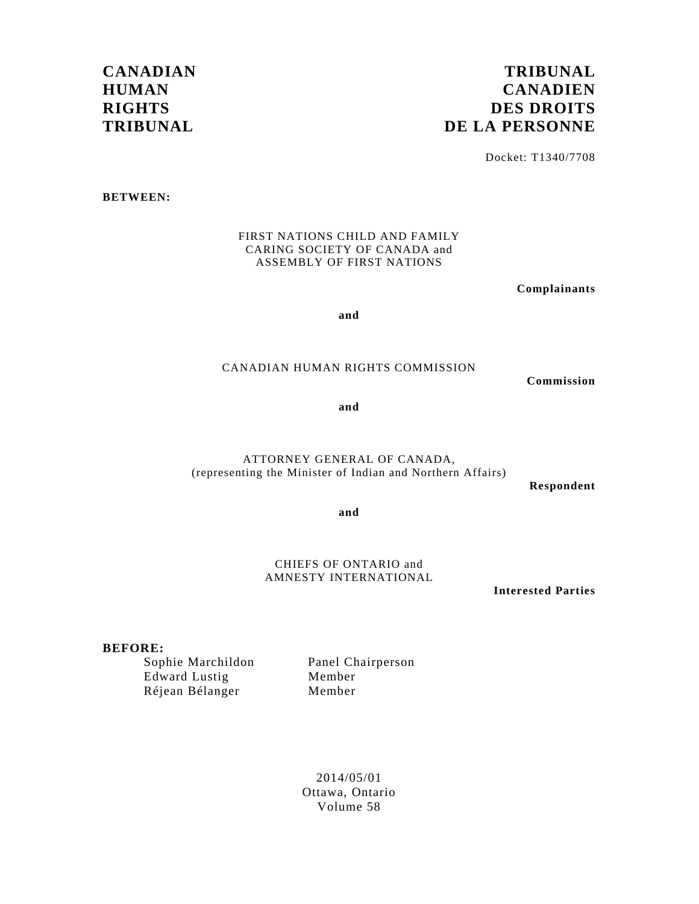**CANADIAN HUMAN RIGHTS TRIBUNAL**

**TRIBUNAL CANADIEN DES DROITS DE LA PERSONNE**

Docket: T1340/7708

**BETWEEN:**

FIRST NATIONS CHILD AND FAMILY CARING SOCIETY OF CANADA and ASSEMBLY OF FIRST NATIONS

**Complainants**

**and**

CANADIAN HUMAN RIGHTS COMMISSION

**Commission**

**and**

ATTORNEY GENERAL OF CANADA, (representing the Minister of Indian and Northern Affairs)

**Respondent**

**and**

CHIEFS OF ONTARIO and AMNESTY INTERNATIONAL

**Interested Parties**

**BEFORE:**

| | |
|---|---|
| Sophie Marchildon | Panel Chairperson |
| Edward Lustig | Member |
| Réjean Bélanger | Member |

2014/05/01
Ottawa, Ontario
Volume 58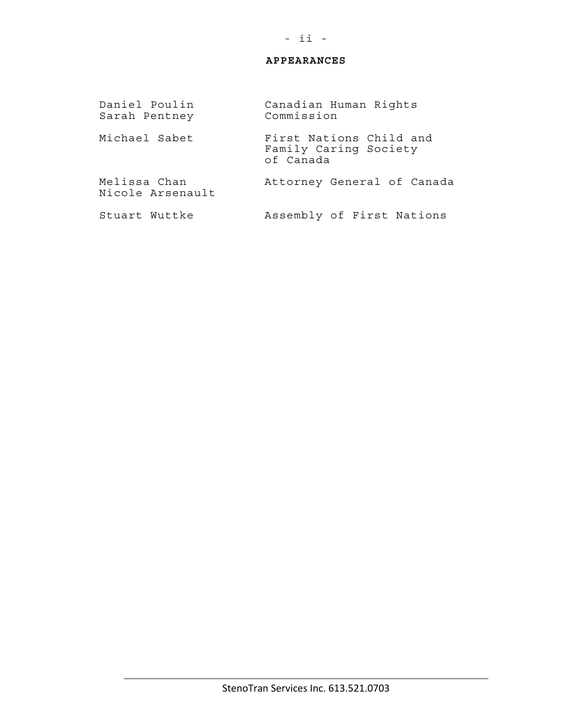**APPEARANCES**

| | |
|---|---|
| Daniel Poulin<br>Sarah Pentney | Canadian Human Rights Commission |
| Michael Sabet | First Nations Child and Family Caring Society of Canada |
| Melissa Chan<br>Nicole Arsenault | Attorney General of Canada |
| Stuart Wuttke | Assembly of First Nations |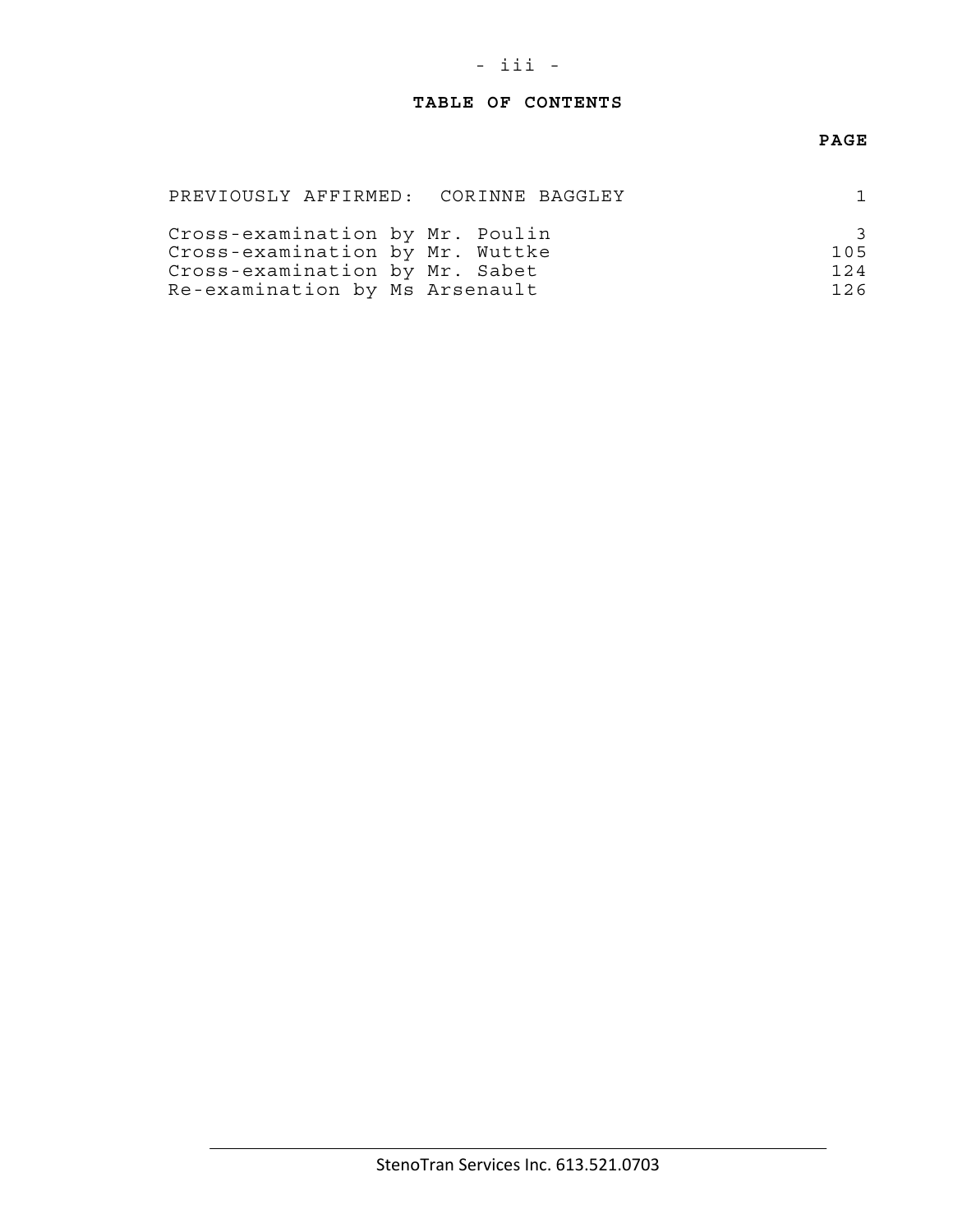## TABLE OF CONTENTS

| | PAGE |
|---|---|
| PREVIOUSLY AFFIRMED: CORINNE BAGGLEY | 1 |
| Cross-examination by Mr. Poulin | 3 |
| Cross-examination by Mr. Wuttke | 105 |
| Cross-examination by Mr. Sabet | 124 |
| Re-examination by Ms Arsenault | 126 |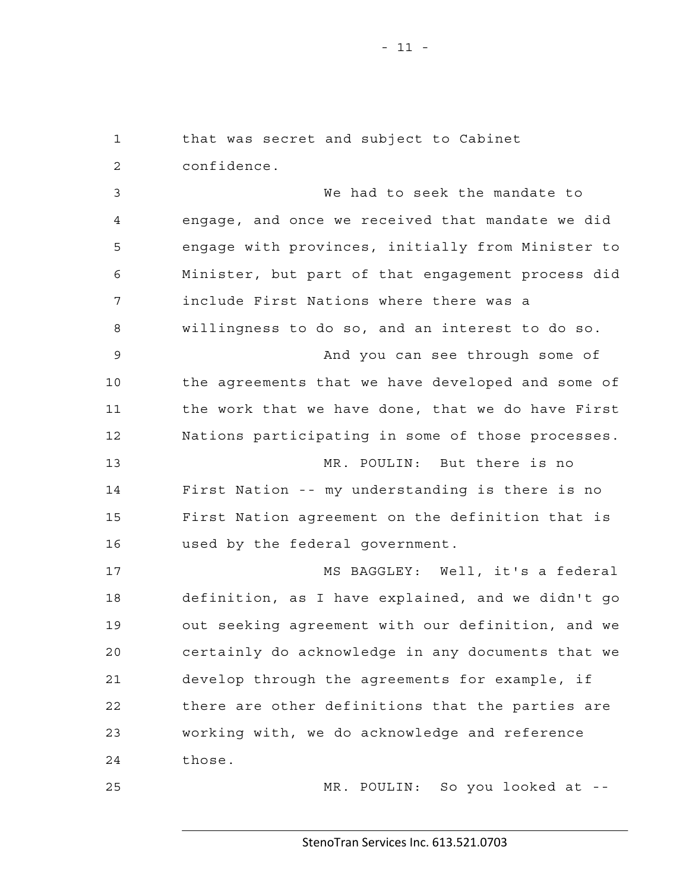that was secret and subject to Cabinet confidence.

We had to seek the mandate to engage, and once we received that mandate we did engage with provinces, initially from Minister to Minister, but part of that engagement process did include First Nations where there was a willingness to do so, and an interest to do so.

And you can see through some of the agreements that we have developed and some of the work that we have done, that we do have First Nations participating in some of those processes.

MR. POULIN: But there is no First Nation -- my understanding is there is no First Nation agreement on the definition that is used by the federal government.

MS BAGGLEY: Well, it's a federal definition, as I have explained, and we didn't go out seeking agreement with our definition, and we certainly do acknowledge in any documents that we develop through the agreements for example, if there are other definitions that the parties are working with, we do acknowledge and reference those.

MR. POULIN: So you looked at --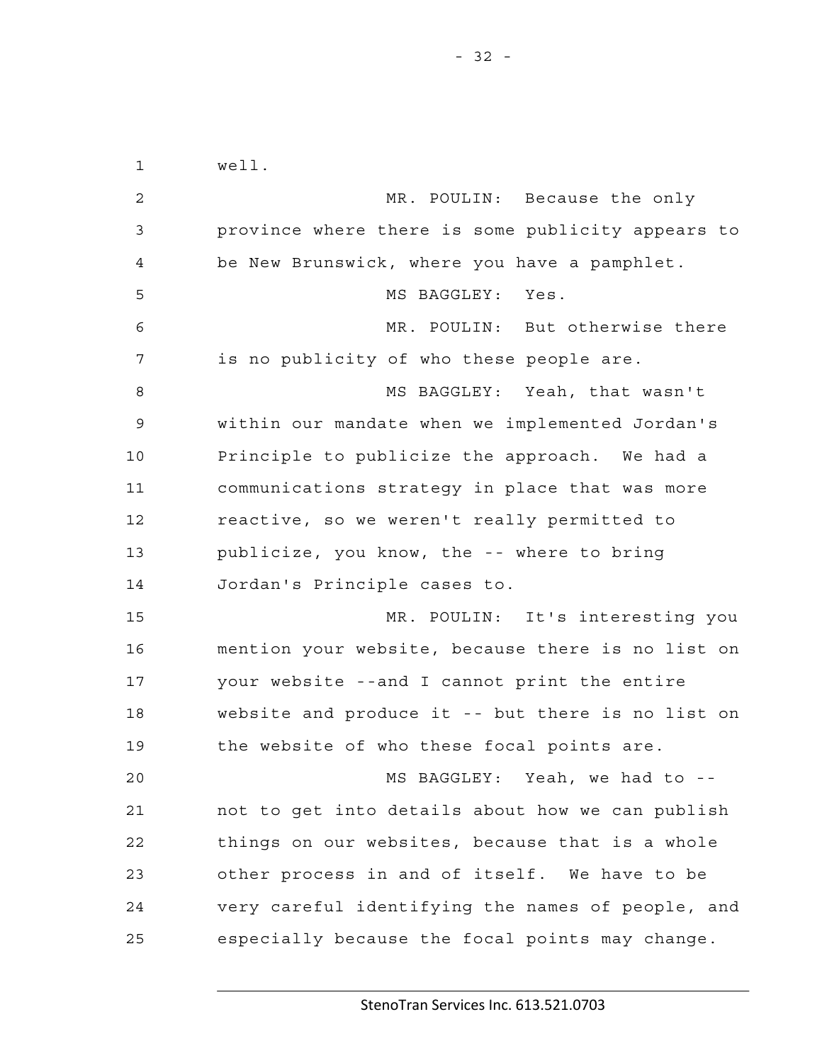well.

MR. POULIN: Because the only province where there is some publicity appears to be New Brunswick, where you have a pamphlet.

MS BAGGLEY: Yes.

MR. POULIN: But otherwise there is no publicity of who these people are.

MS BAGGLEY: Yeah, that wasn't within our mandate when we implemented Jordan's Principle to publicize the approach. We had a communications strategy in place that was more reactive, so we weren't really permitted to publicize, you know, the -- where to bring Jordan's Principle cases to.

MR. POULIN: It's interesting you mention your website, because there is no list on your website --and I cannot print the entire website and produce it -- but there is no list on the website of who these focal points are.

MS BAGGLEY: Yeah, we had to -- not to get into details about how we can publish things on our websites, because that is a whole other process in and of itself. We have to be very careful identifying the names of people, and especially because the focal points may change.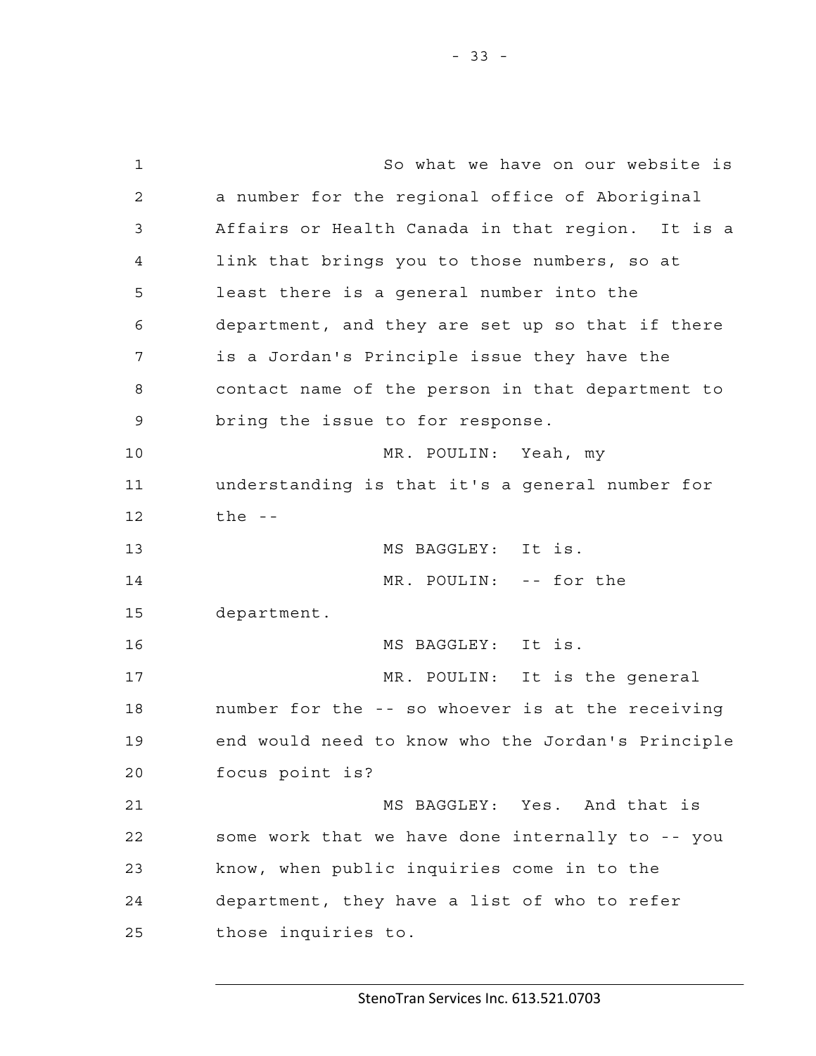So what we have on our website is a number for the regional office of Aboriginal Affairs or Health Canada in that region. It is a link that brings you to those numbers, so at least there is a general number into the department, and they are set up so that if there is a Jordan's Principle issue they have the contact name of the person in that department to bring the issue to for response.

MR. POULIN: Yeah, my understanding is that it's a general number for the --

MS BAGGLEY: It is.

MR. POULIN: -- for the department.

MS BAGGLEY: It is.

MR. POULIN: It is the general number for the -- so whoever is at the receiving end would need to know who the Jordan's Principle focus point is?

MS BAGGLEY: Yes. And that is some work that we have done internally to -- you know, when public inquiries come in to the department, they have a list of who to refer those inquiries to.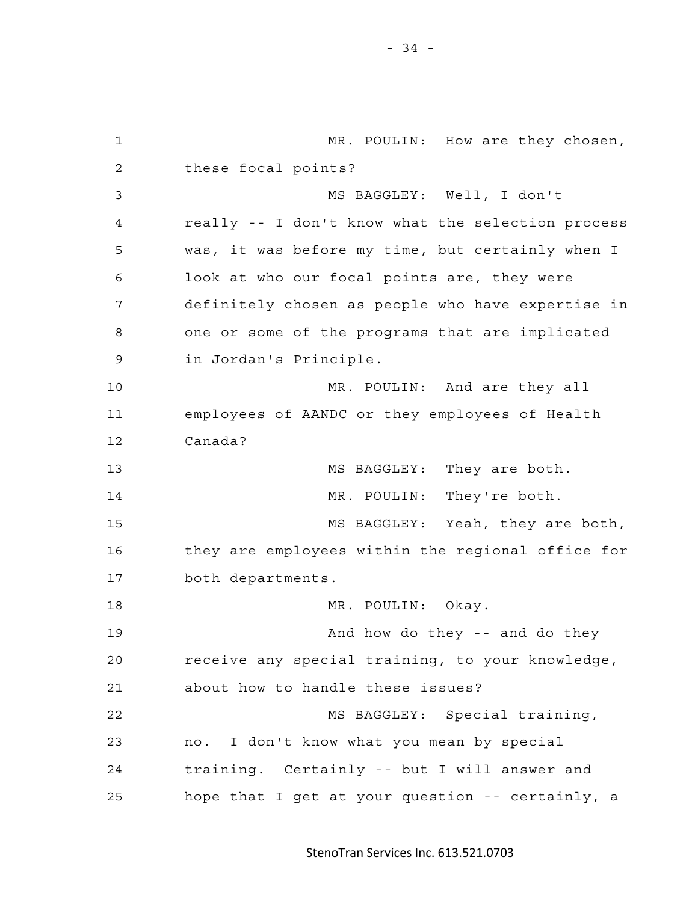MR. POULIN: How are they chosen, these focal points?

MS BAGGLEY: Well, I don't really -- I don't know what the selection process was, it was before my time, but certainly when I look at who our focal points are, they were definitely chosen as people who have expertise in one or some of the programs that are implicated in Jordan's Principle.

MR. POULIN: And are they all employees of AANDC or they employees of Health Canada?

MS BAGGLEY: They are both.

MR. POULIN: They're both.

MS BAGGLEY: Yeah, they are both, they are employees within the regional office for both departments.

MR. POULIN: Okay.

And how do they -- and do they receive any special training, to your knowledge, about how to handle these issues?

MS BAGGLEY: Special training, no. I don't know what you mean by special training. Certainly -- but I will answer and hope that I get at your question -- certainly, a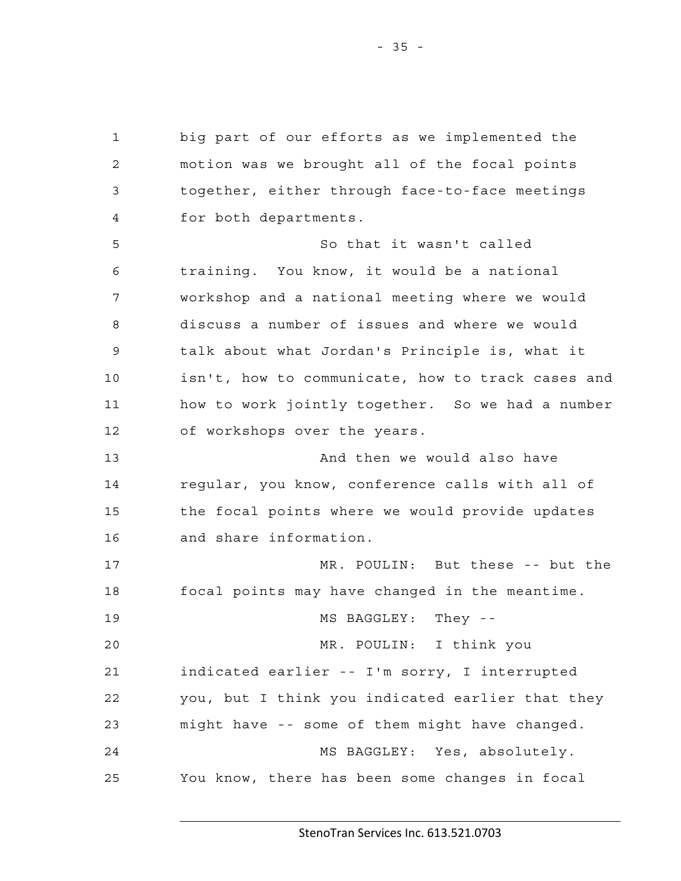big part of our efforts as we implemented the motion was we brought all of the focal points together, either through face-to-face meetings for both departments.

So that it wasn't called training. You know, it would be a national workshop and a national meeting where we would discuss a number of issues and where we would talk about what Jordan's Principle is, what it isn't, how to communicate, how to track cases and how to work jointly together. So we had a number of workshops over the years.

And then we would also have regular, you know, conference calls with all of the focal points where we would provide updates and share information.

MR. POULIN: But these -- but the focal points may have changed in the meantime.

MS BAGGLEY: They --

MR. POULIN: I think you indicated earlier -- I'm sorry, I interrupted you, but I think you indicated earlier that they might have -- some of them might have changed.

MS BAGGLEY: Yes, absolutely. You know, there has been some changes in focal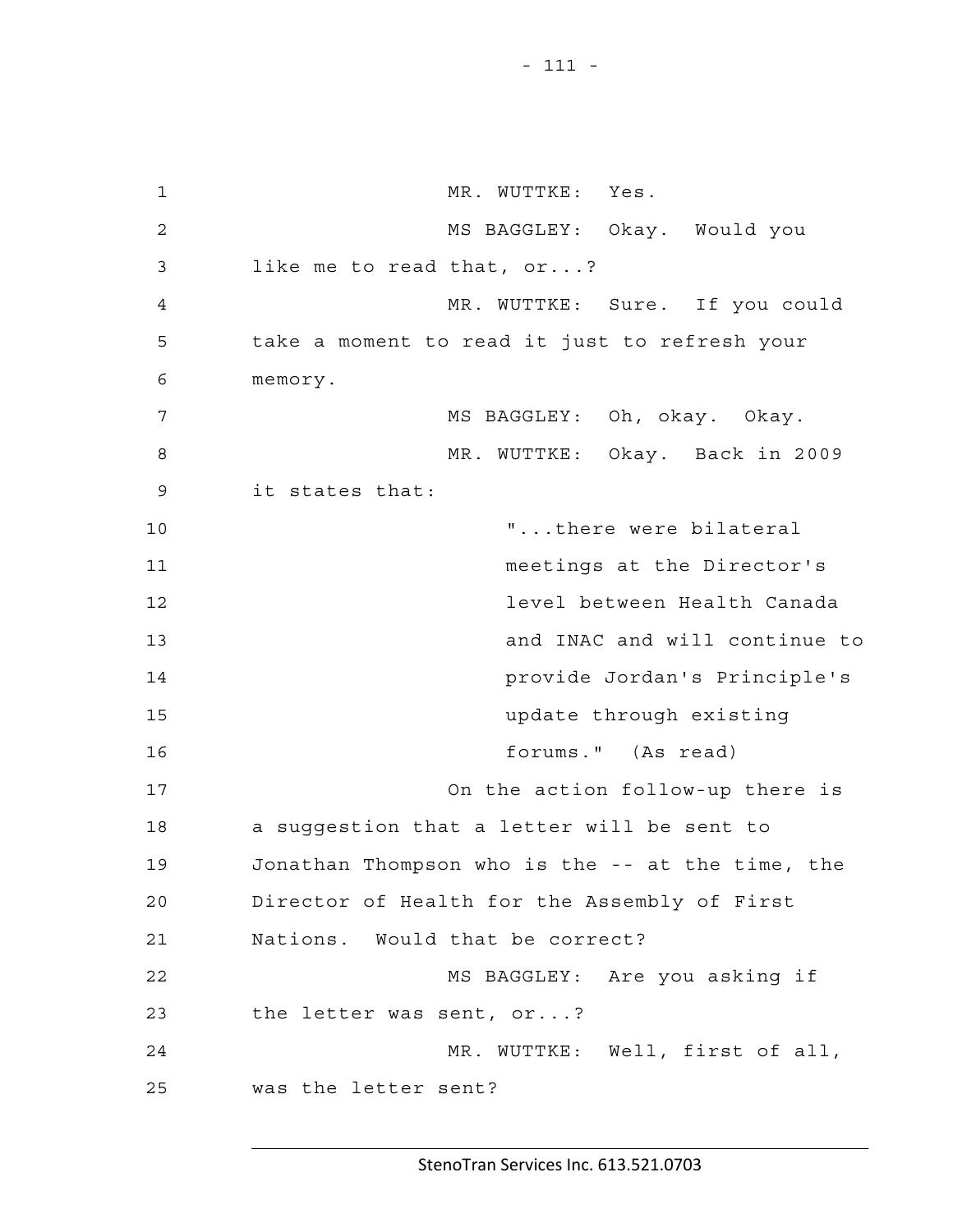MR. WUTTKE: Yes.

MS BAGGLEY: Okay. Would you like me to read that, or...?

MR. WUTTKE: Sure. If you could take a moment to read it just to refresh your memory.

MS BAGGLEY: Oh, okay. Okay.

MR. WUTTKE: Okay. Back in 2009 it states that:

> "...there were bilateral meetings at the Director's level between Health Canada and INAC and will continue to provide Jordan's Principle's update through existing forums." (As read)

On the action follow-up there is a suggestion that a letter will be sent to Jonathan Thompson who is the -- at the time, the Director of Health for the Assembly of First Nations. Would that be correct?

MS BAGGLEY: Are you asking if the letter was sent, or...?

MR. WUTTKE: Well, first of all, was the letter sent?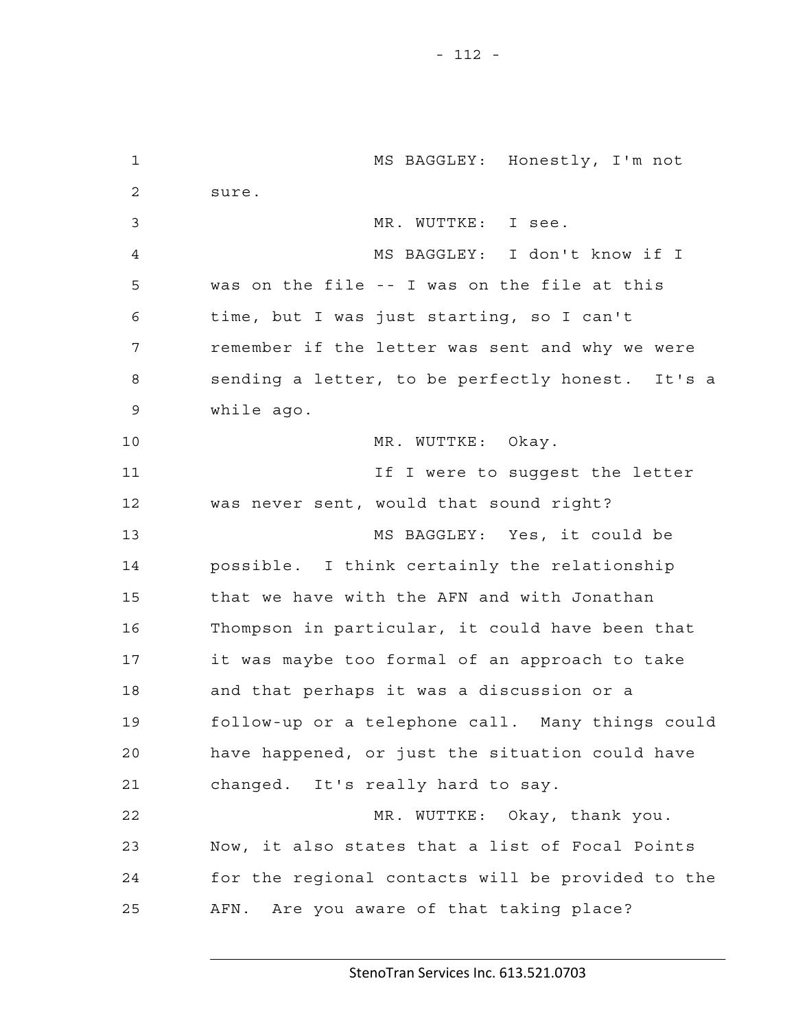MS BAGGLEY: Honestly, I'm not sure.

MR. WUTTKE: I see.

MS BAGGLEY: I don't know if I was on the file -- I was on the file at this time, but I was just starting, so I can't remember if the letter was sent and why we were sending a letter, to be perfectly honest. It's a while ago.

MR. WUTTKE: Okay.

If I were to suggest the letter was never sent, would that sound right?

MS BAGGLEY: Yes, it could be possible. I think certainly the relationship that we have with the AFN and with Jonathan Thompson in particular, it could have been that it was maybe too formal of an approach to take and that perhaps it was a discussion or a follow-up or a telephone call. Many things could have happened, or just the situation could have changed. It's really hard to say.

MR. WUTTKE: Okay, thank you. Now, it also states that a list of Focal Points for the regional contacts will be provided to the AFN. Are you aware of that taking place?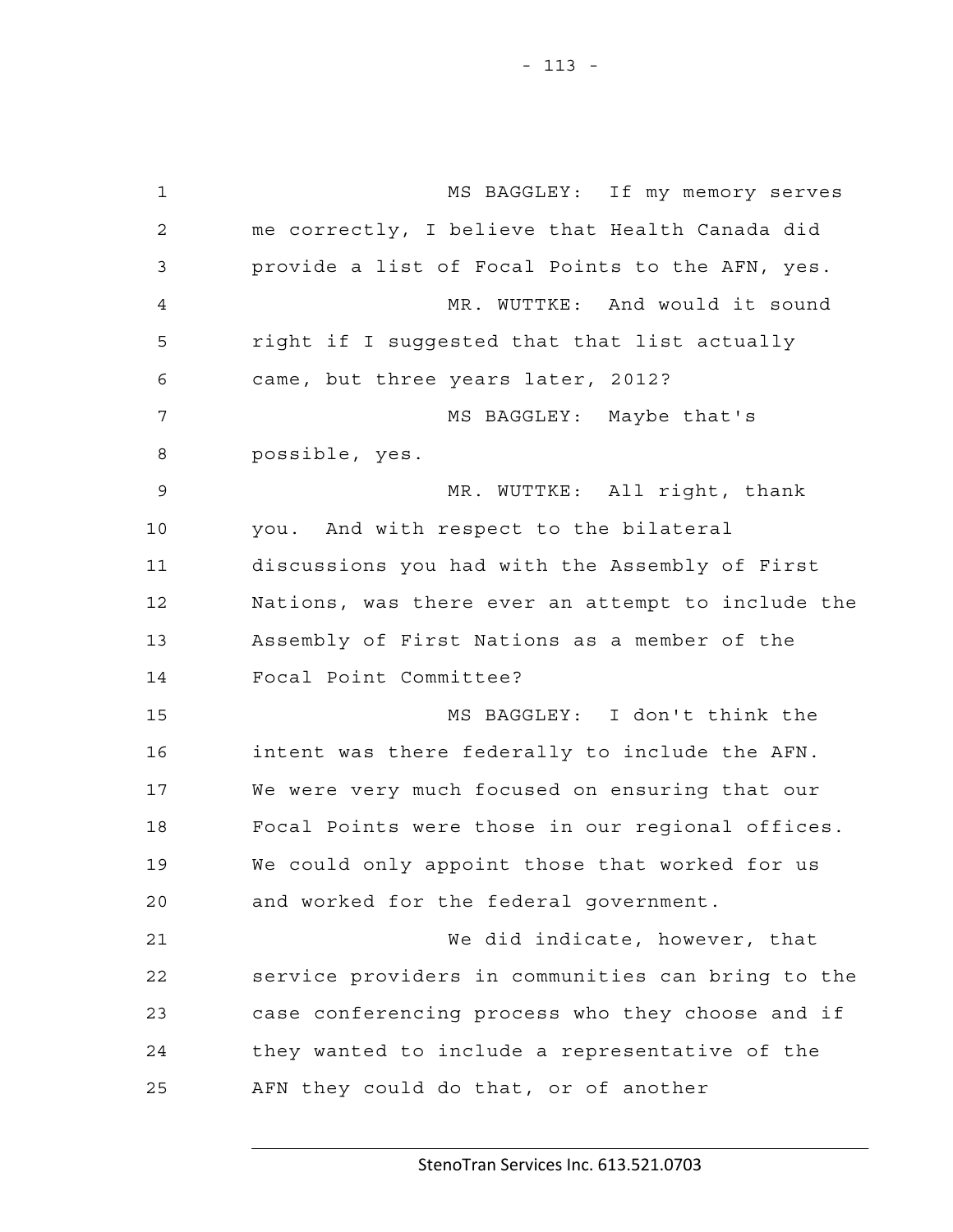MS BAGGLEY: If my memory serves me correctly, I believe that Health Canada did provide a list of Focal Points to the AFN, yes.

MR. WUTTKE: And would it sound right if I suggested that that list actually came, but three years later, 2012?

MS BAGGLEY: Maybe that's possible, yes.

MR. WUTTKE: All right, thank you. And with respect to the bilateral discussions you had with the Assembly of First Nations, was there ever an attempt to include the Assembly of First Nations as a member of the Focal Point Committee?

MS BAGGLEY: I don't think the intent was there federally to include the AFN. We were very much focused on ensuring that our Focal Points were those in our regional offices. We could only appoint those that worked for us and worked for the federal government.

We did indicate, however, that service providers in communities can bring to the case conferencing process who they choose and if they wanted to include a representative of the AFN they could do that, or of another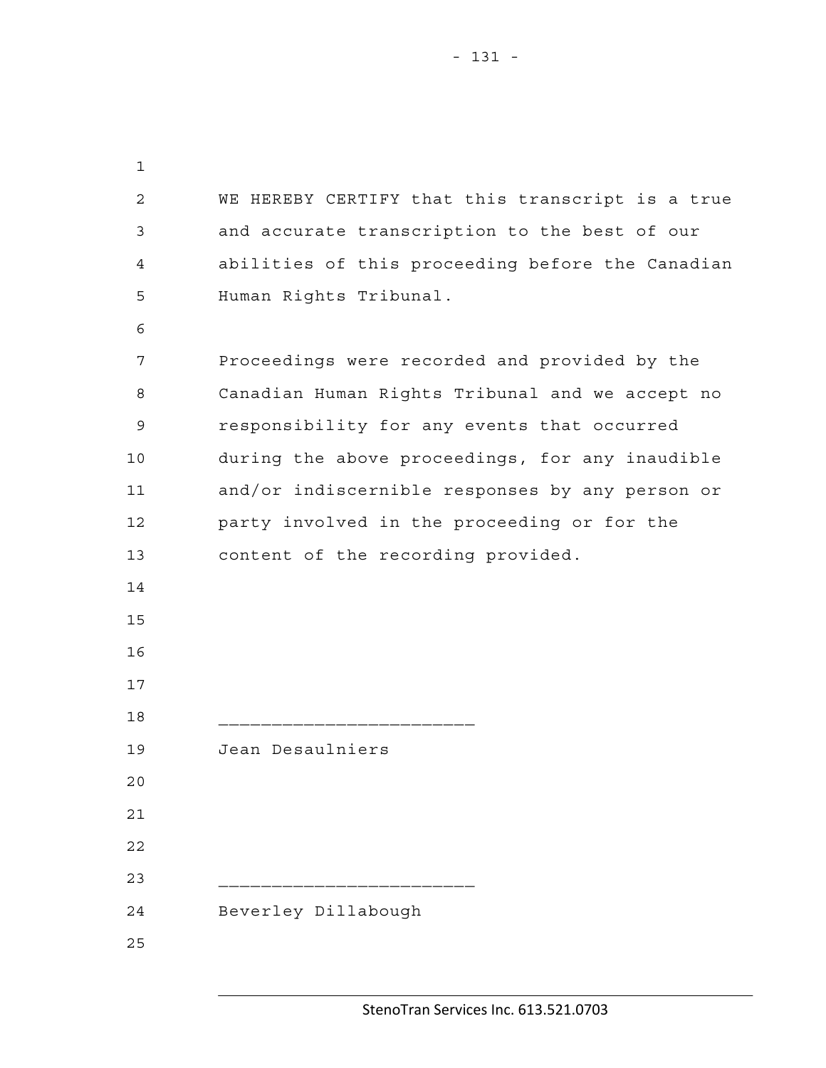WE HEREBY CERTIFY that this transcript is a true and accurate transcription to the best of our abilities of this proceeding before the Canadian Human Rights Tribunal.

Proceedings were recorded and provided by the Canadian Human Rights Tribunal and we accept no responsibility for any events that occurred during the above proceedings, for any inaudible and/or indiscernible responses by any person or party involved in the proceeding or for the content of the recording provided.

_______________________

Jean Desaulniers

_______________________

Beverley Dillabough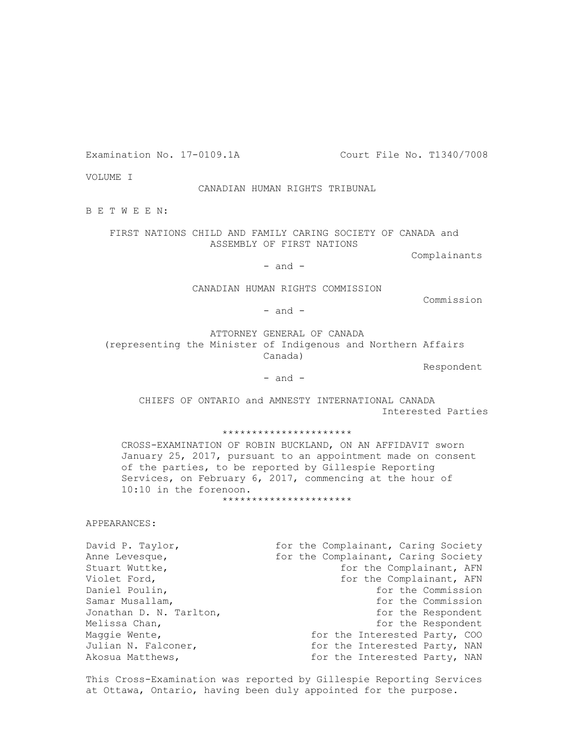Examination No. 17-0109.1A Court File No. T1340/7008

VOLUME I

CANADIAN HUMAN RIGHTS TRIBUNAL

B E T W E E N:

FIRST NATIONS CHILD AND FAMILY CARING SOCIETY OF CANADA and ASSEMBLY OF FIRST NATIONS

Complainants

\- and -

CANADIAN HUMAN RIGHTS COMMISSION

Commission

\- and -

ATTORNEY GENERAL OF CANADA
(representing the Minister of Indigenous and Northern Affairs Canada)

Respondent

\- and -

CHIEFS OF ONTARIO and AMNESTY INTERNATIONAL CANADA

Interested Parties

**********************

CROSS-EXAMINATION OF ROBIN BUCKLAND, ON AN AFFIDAVIT sworn January 25, 2017, pursuant to an appointment made on consent of the parties, to be reported by Gillespie Reporting Services, on February 6, 2017, commencing at the hour of 10:10 in the forenoon.

**********************

APPEARANCES:

| | |
|---|---|
| David P. Taylor, | for the Complainant, Caring Society |
| Anne Levesque, | for the Complainant, Caring Society |
| Stuart Wuttke, | for the Complainant, AFN |
| Violet Ford, | for the Complainant, AFN |
| Daniel Poulin, | for the Commission |
| Samar Musallam, | for the Commission |
| Jonathan D. N. Tarlton, | for the Respondent |
| Melissa Chan, | for the Respondent |
| Maggie Wente, | for the Interested Party, COO |
| Julian N. Falconer, | for the Interested Party, NAN |
| Akosua Matthews, | for the Interested Party, NAN |

This Cross-Examination was reported by Gillespie Reporting Services at Ottawa, Ontario, having been duly appointed for the purpose.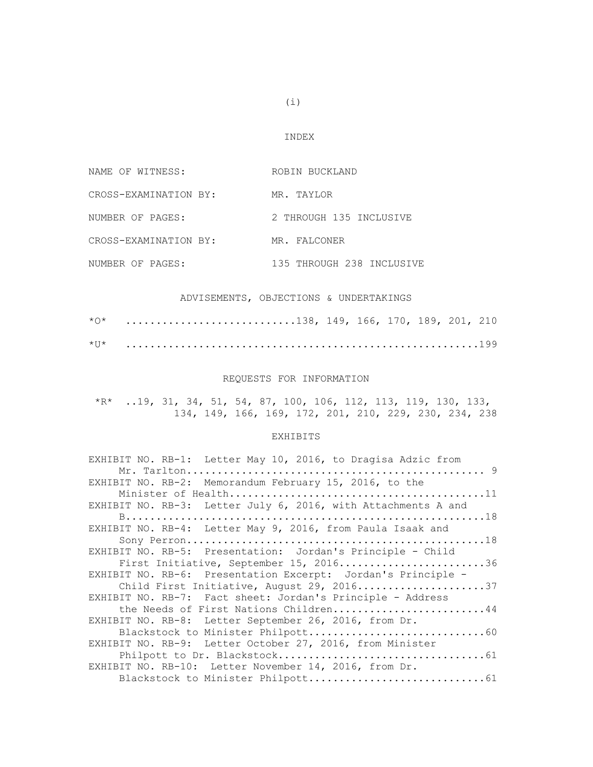# INDEX

| | |
|---|---|
| NAME OF WITNESS: | ROBIN BUCKLAND |
| CROSS-EXAMINATION BY: | MR. TAYLOR |
| NUMBER OF PAGES: | 2 THROUGH 135 INCLUSIVE |
| CROSS-EXAMINATION BY: | MR. FALCONER |
| NUMBER OF PAGES: | 135 THROUGH 238 INCLUSIVE |

## ADVISEMENTS, OBJECTIONS & UNDERTAKINGS

*O* ...........................138, 149, 166, 170, 189, 201, 210

*U* ..........................................................199

## REQUESTS FOR INFORMATION

*R* ..19, 31, 34, 51, 54, 87, 100, 106, 112, 113, 119, 130, 133, 134, 149, 166, 169, 172, 201, 210, 229, 230, 234, 238

## EXHIBITS

EXHIBIT NO. RB-1: Letter May 10, 2016, to Dragisa Adzic from Mr. Tarlton................................................ 9

EXHIBIT NO. RB-2: Memorandum February 15, 2016, to the Minister of Health.........................................11

EXHIBIT NO. RB-3: Letter July 6, 2016, with Attachments A and B.........................................................18

EXHIBIT NO. RB-4: Letter May 9, 2016, from Paula Isaak and Sony Perron...............................................18

EXHIBIT NO. RB-5: Presentation: Jordan's Principle - Child First Initiative, September 15, 2016........................36

EXHIBIT NO. RB-6: Presentation Excerpt: Jordan's Principle - Child First Initiative, August 29, 2016.....................37

EXHIBIT NO. RB-7: Fact sheet: Jordan's Principle - Address the Needs of First Nations Children.........................44

EXHIBIT NO. RB-8: Letter September 26, 2016, from Dr. Blackstock to Minister Philpott............................60

EXHIBIT NO. RB-9: Letter October 27, 2016, from Minister Philpott to Dr. Blackstock.................................61

EXHIBIT NO. RB-10: Letter November 14, 2016, from Dr. Blackstock to Minister Philpott............................61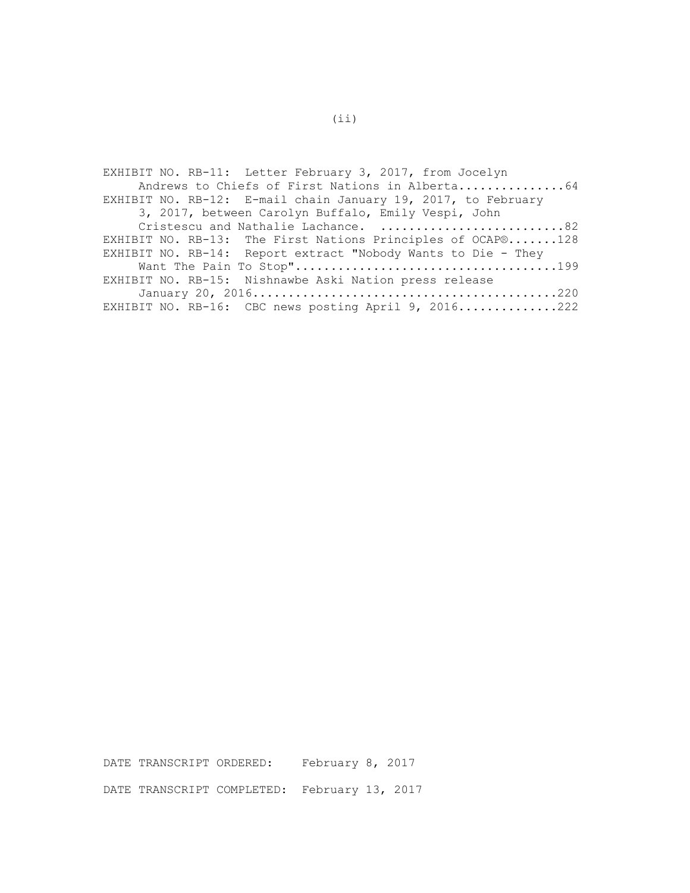EXHIBIT NO. RB-11: Letter February 3, 2017, from Jocelyn Andrews to Chiefs of First Nations in Alberta...............64

EXHIBIT NO. RB-12: E-mail chain January 19, 2017, to February 3, 2017, between Carolyn Buffalo, Emily Vespi, John Cristescu and Nathalie Lachance. ..........................82

EXHIBIT NO. RB-13: The First Nations Principles of OCAP®.......128

EXHIBIT NO. RB-14: Report extract "Nobody Wants to Die - They Want The Pain To Stop"....................................199

EXHIBIT NO. RB-15: Nishnawbe Aski Nation press release January 20, 2016..........................................220

EXHIBIT NO. RB-16: CBC news posting April 9, 2016.............222

DATE TRANSCRIPT ORDERED: February 8, 2017

DATE TRANSCRIPT COMPLETED: February 13, 2017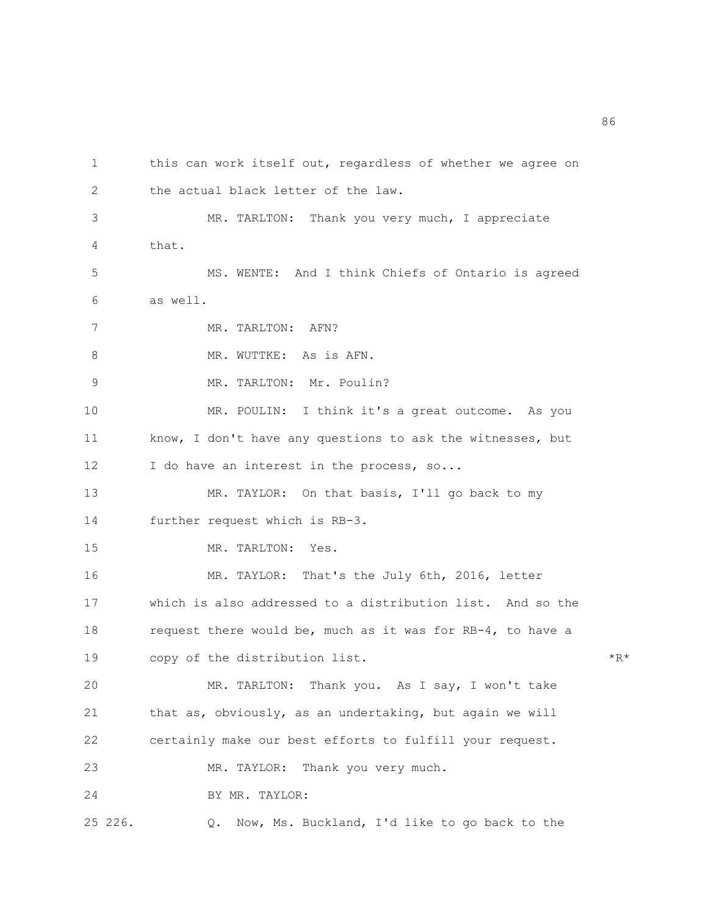1 this can work itself out, regardless of whether we agree on
2 the actual black letter of the law.
3 MR. TARLTON: Thank you very much, I appreciate
4 that.
5 MS. WENTE: And I think Chiefs of Ontario is agreed
6 as well.
7 MR. TARLTON: AFN?
8 MR. WUTTKE: As is AFN.
9 MR. TARLTON: Mr. Poulin?
10 MR. POULIN: I think it's a great outcome. As you
11 know, I don't have any questions to ask the witnesses, but
12 I do have an interest in the process, so...
13 MR. TAYLOR: On that basis, I'll go back to my
14 further request which is RB-3.
15 MR. TARLTON: Yes.
16 MR. TAYLOR: That's the July 6th, 2016, letter
17 which is also addressed to a distribution list. And so the
18 request there would be, much as it was for RB-4, to have a
19 copy of the distribution list. *R*
20 MR. TARLTON: Thank you. As I say, I won't take
21 that as, obviously, as an undertaking, but again we will
22 certainly make our best efforts to fulfill your request.
23 MR. TAYLOR: Thank you very much.
24 BY MR. TAYLOR:
25 226. Q. Now, Ms. Buckland, I'd like to go back to the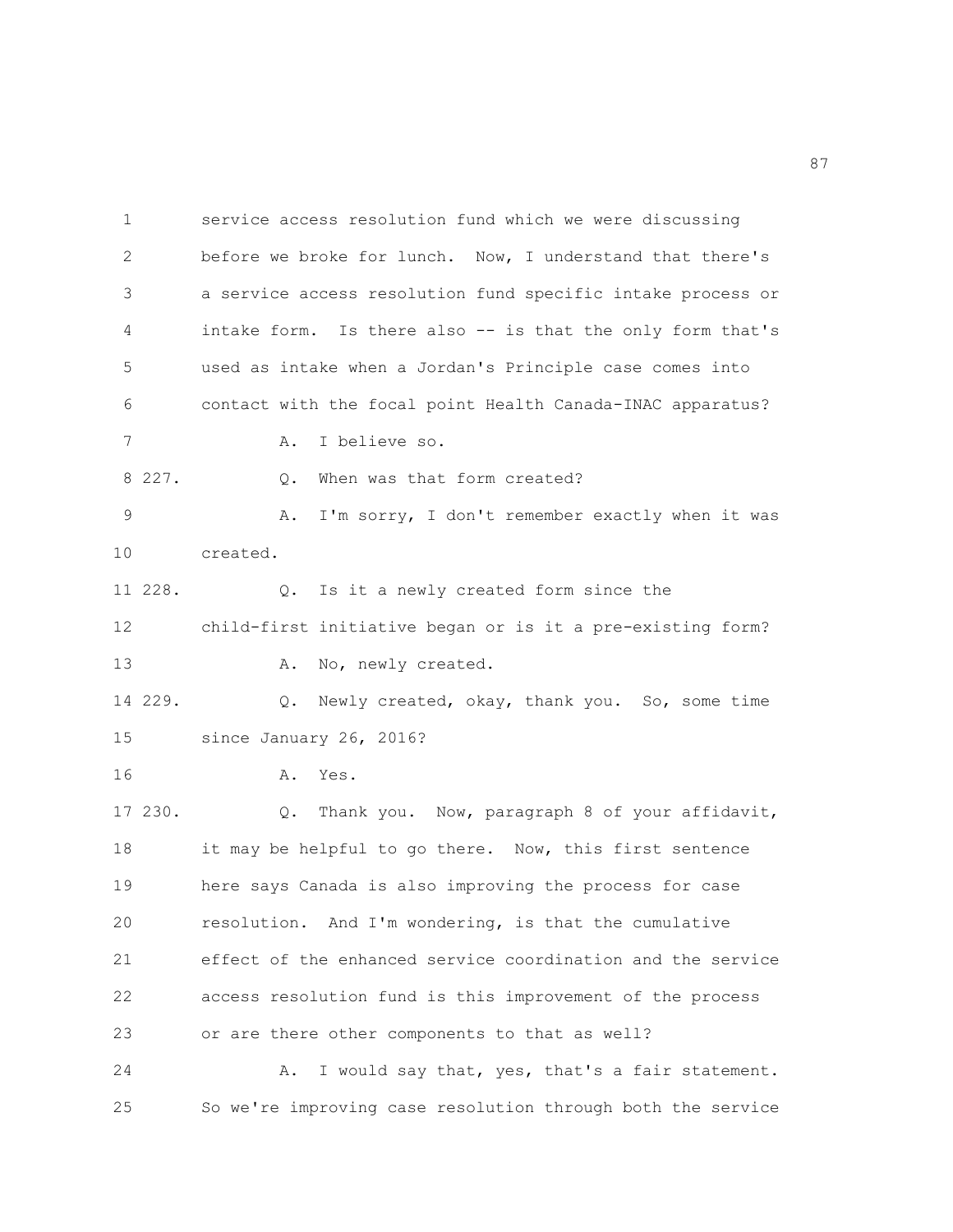service access resolution fund which we were discussing before we broke for lunch. Now, I understand that there's a service access resolution fund specific intake process or intake form. Is there also -- is that the only form that's used as intake when a Jordan's Principle case comes into contact with the focal point Health Canada-INAC apparatus?

A. I believe so.

227. Q. When was that form created?

A. I'm sorry, I don't remember exactly when it was created.

228. Q. Is it a newly created form since the child-first initiative began or is it a pre-existing form?

A. No, newly created.

229. Q. Newly created, okay, thank you. So, some time since January 26, 2016?

A. Yes.

230. Q. Thank you. Now, paragraph 8 of your affidavit, it may be helpful to go there. Now, this first sentence here says Canada is also improving the process for case resolution. And I'm wondering, is that the cumulative effect of the enhanced service coordination and the service access resolution fund is this improvement of the process or are there other components to that as well?

A. I would say that, yes, that's a fair statement. So we're improving case resolution through both the service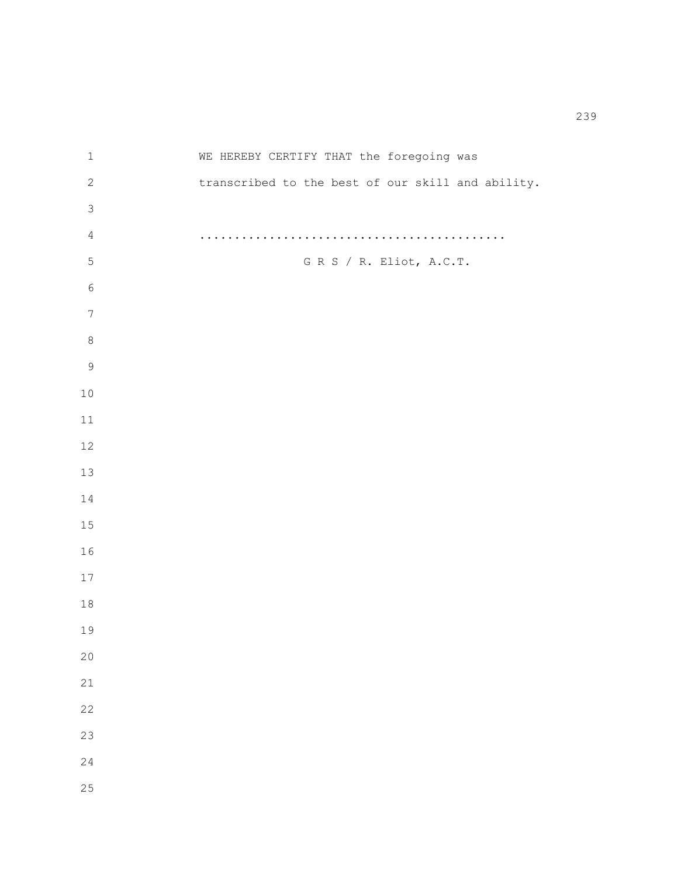WE HEREBY CERTIFY THAT the foregoing was transcribed to the best of our skill and ability.

..........................................

G R S / R. Eliot, A.C.T.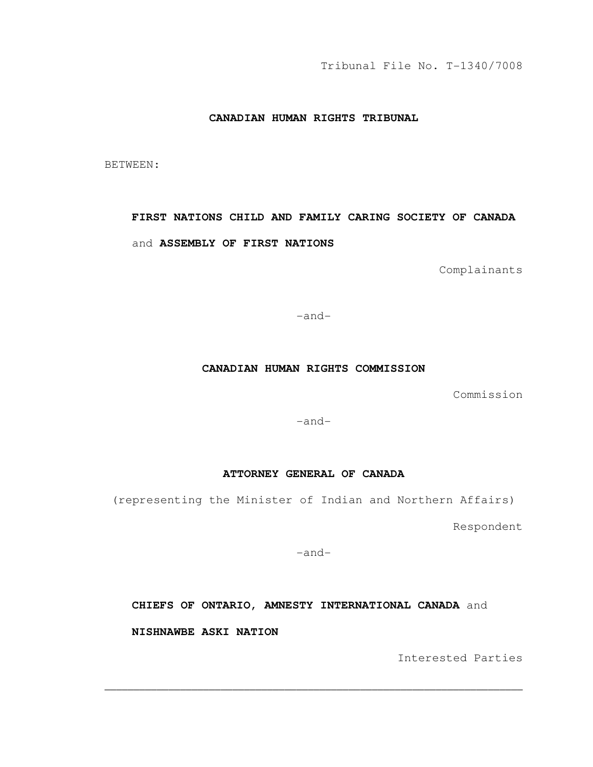Tribunal File No. T-1340/7008

**CANADIAN HUMAN RIGHTS TRIBUNAL**

BETWEEN:

**FIRST NATIONS CHILD AND FAMILY CARING SOCIETY OF CANADA** and **ASSEMBLY OF FIRST NATIONS**

Complainants

-and-

**CANADIAN HUMAN RIGHTS COMMISSION**

Commission

-and-

**ATTORNEY GENERAL OF CANADA**

(representing the Minister of Indian and Northern Affairs)

Respondent

-and-

**CHIEFS OF ONTARIO, AMNESTY INTERNATIONAL CANADA** and **NISHNAWBE ASKI NATION**

Interested Parties

---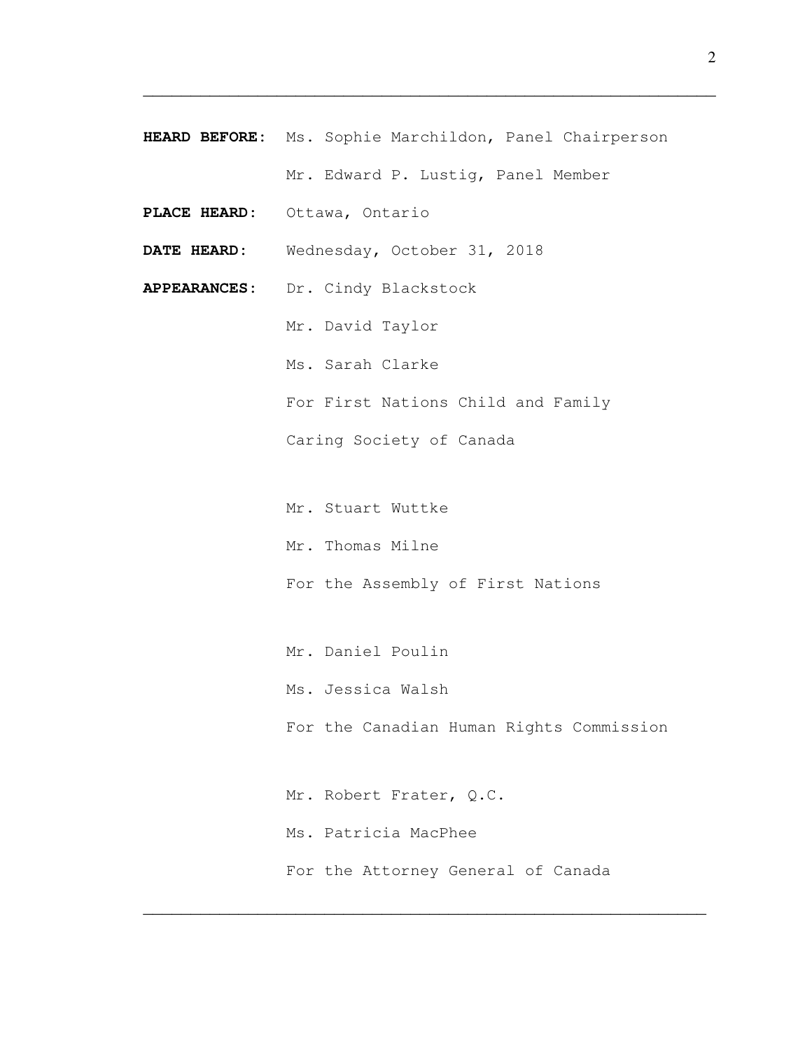**HEARD BEFORE:** Ms. Sophie Marchildon, Panel Chairperson

Mr. Edward P. Lustig, Panel Member

**PLACE HEARD:** Ottawa, Ontario

**DATE HEARD:** Wednesday, October 31, 2018

**APPEARANCES:** Dr. Cindy Blackstock

Mr. David Taylor

Ms. Sarah Clarke

For First Nations Child and Family Caring Society of Canada

Mr. Stuart Wuttke

Mr. Thomas Milne

For the Assembly of First Nations

Mr. Daniel Poulin

Ms. Jessica Walsh

For the Canadian Human Rights Commission

Mr. Robert Frater, Q.C.

Ms. Patricia MacPhee

For the Attorney General of Canada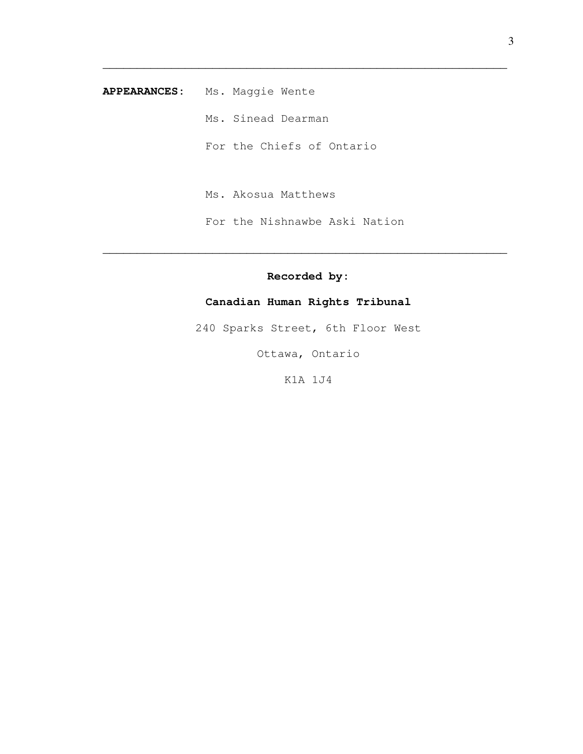---

**APPEARANCES:** Ms. Maggie Wente

Ms. Sinead Dearman

For the Chiefs of Ontario

Ms. Akosua Matthews

For the Nishnawbe Aski Nation

---

**Recorded by:**

**Canadian Human Rights Tribunal**

240 Sparks Street, 6th Floor West

Ottawa, Ontario

K1A 1J4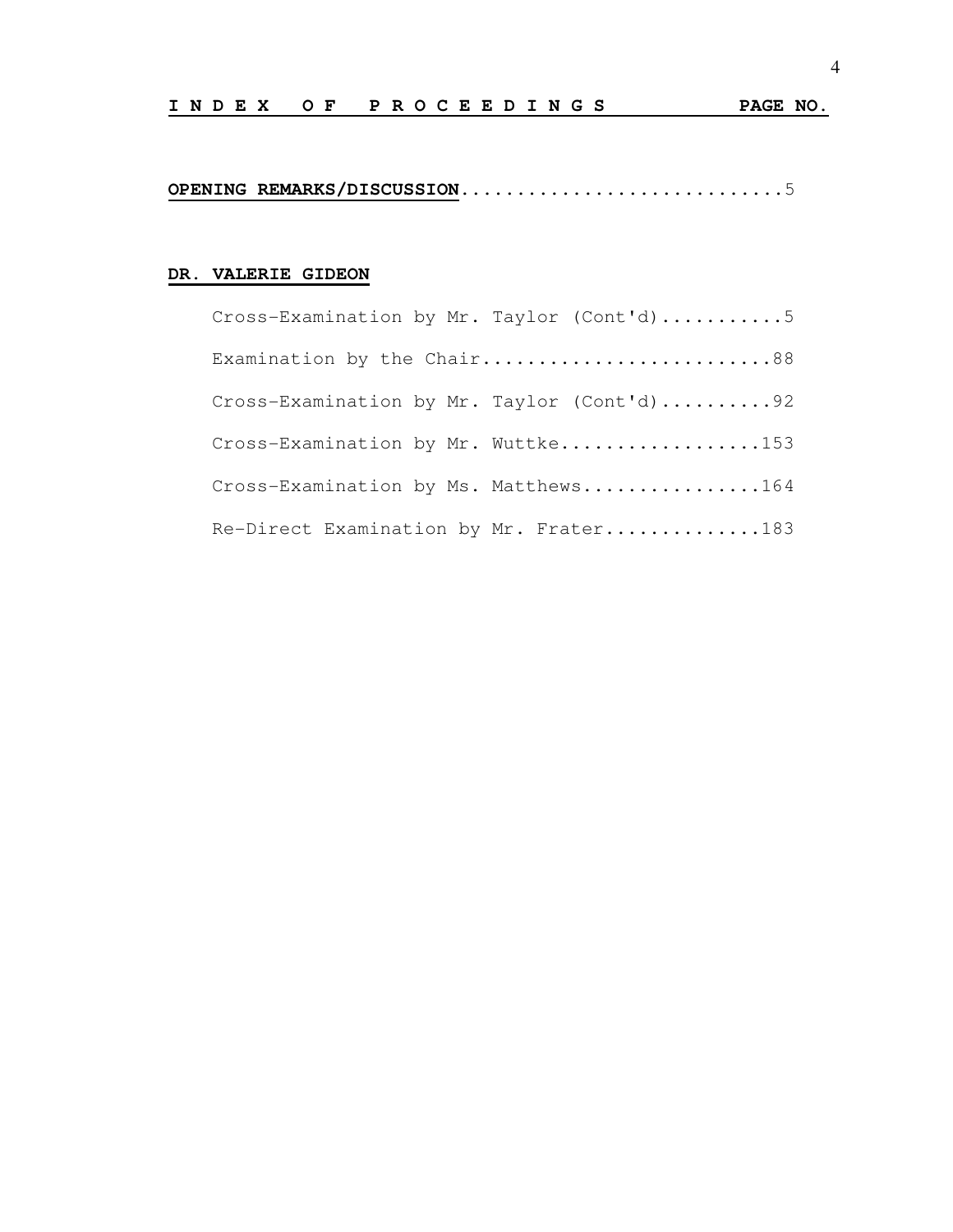**I N D E X O F P R O C E E D I N G S** **PAGE NO.**

**OPENING REMARKS/DISCUSSION**.............................5

**DR. VALERIE GIDEON**

Cross-Examination by Mr. Taylor (Cont'd)...........5

Examination by the Chair..........................88

Cross-Examination by Mr. Taylor (Cont'd)..........92

Cross-Examination by Mr. Wuttke..................153

Cross-Examination by Ms. Matthews................164

Re-Direct Examination by Mr. Frater..............183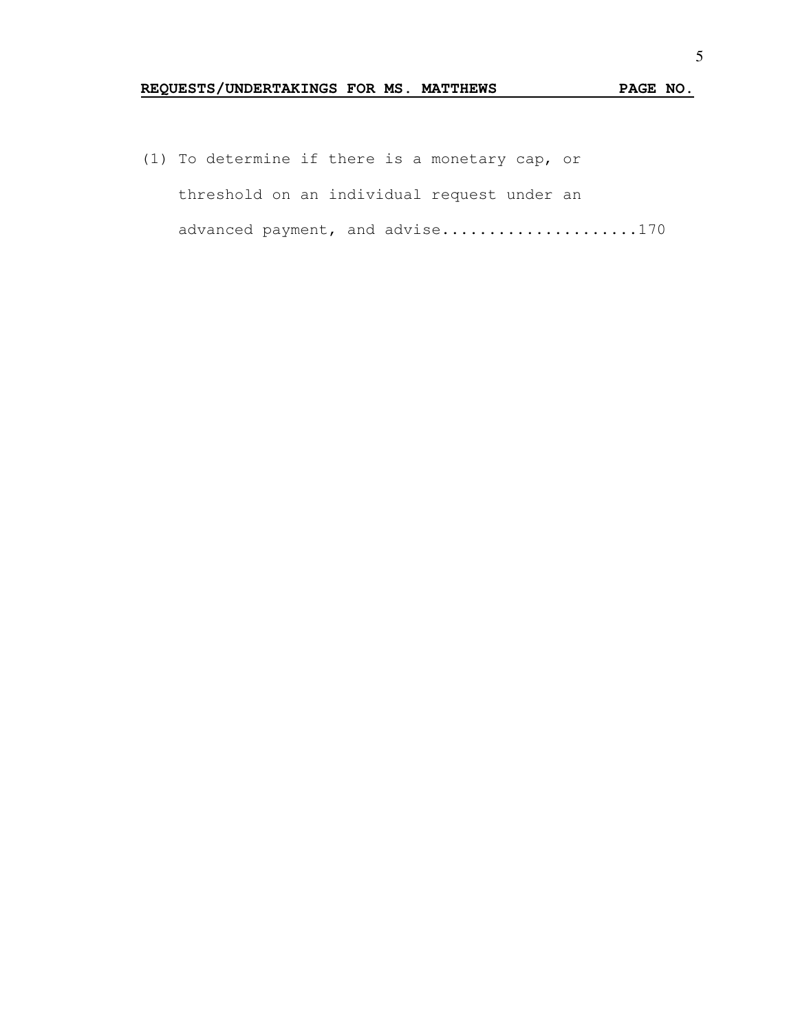**REQUESTS/UNDERTAKINGS FOR MS. MATTHEWS PAGE NO.**

(1) To determine if there is a monetary cap, or threshold on an individual request under an advanced payment, and advise.....................170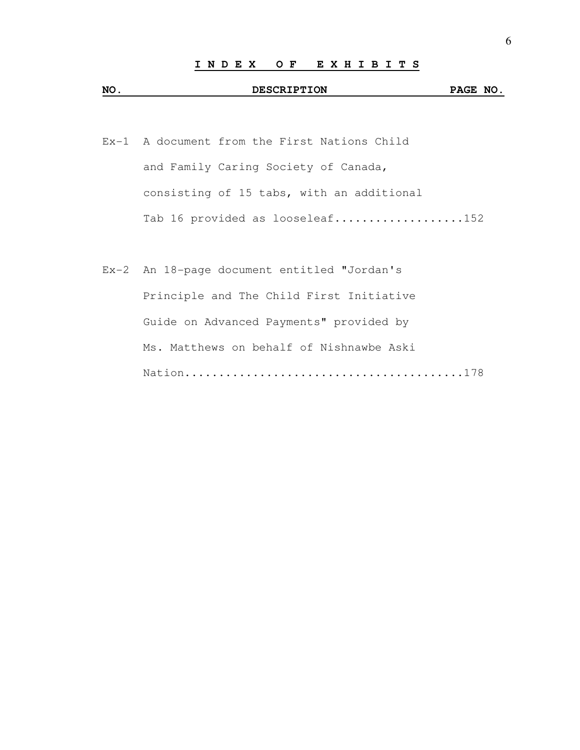# INDEX OF EXHIBITS

| NO. | DESCRIPTION | PAGE NO. |
| --- | --- | --- |
| Ex-1 | A document from the First Nations Child and Family Caring Society of Canada, consisting of 15 tabs, with an additional Tab 16 provided as looseleaf | 152 |
| Ex-2 | An 18-page document entitled "Jordan's Principle and The Child First Initiative Guide on Advanced Payments" provided by Ms. Matthews on behalf of Nishnawbe Aski Nation | 178 |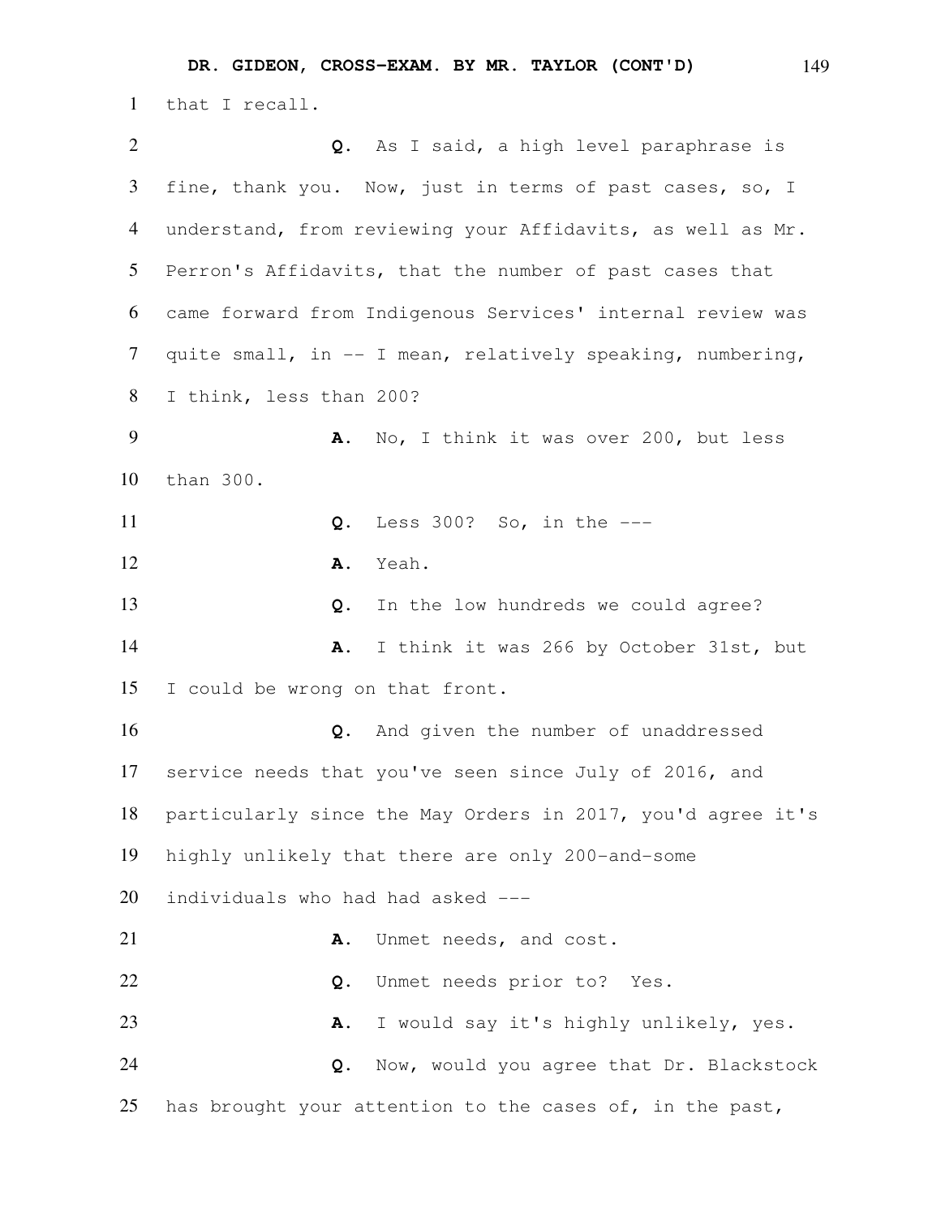that I recall.

**Q.** As I said, a high level paraphrase is fine, thank you. Now, just in terms of past cases, so, I understand, from reviewing your Affidavits, as well as Mr. Perron's Affidavits, that the number of past cases that came forward from Indigenous Services' internal review was quite small, in -- I mean, relatively speaking, numbering, I think, less than 200?

**A.** No, I think it was over 200, but less than 300.

**Q.** Less 300? So, in the ---

**A.** Yeah.

**Q.** In the low hundreds we could agree?

**A.** I think it was 266 by October 31st, but I could be wrong on that front.

**Q.** And given the number of unaddressed service needs that you've seen since July of 2016, and particularly since the May Orders in 2017, you'd agree it's highly unlikely that there are only 200-and-some individuals who had had asked ---

**A.** Unmet needs, and cost.

**Q.** Unmet needs prior to? Yes.

**A.** I would say it's highly unlikely, yes.

**Q.** Now, would you agree that Dr. Blackstock has brought your attention to the cases of, in the past,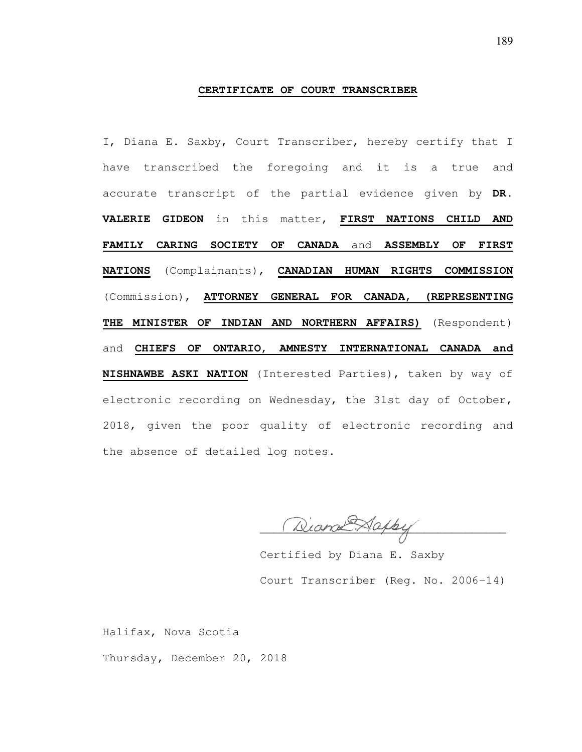## CERTIFICATE OF COURT TRANSCRIBER

I, Diana E. Saxby, Court Transcriber, hereby certify that I have transcribed the foregoing and it is a true and accurate transcript of the partial evidence given by **DR. VALERIE GIDEON** in this matter, **FIRST NATIONS CHILD AND FAMILY CARING SOCIETY OF CANADA** and **ASSEMBLY OF FIRST NATIONS** (Complainants), **CANADIAN HUMAN RIGHTS COMMISSION** (Commission), **ATTORNEY GENERAL FOR CANADA, (REPRESENTING THE MINISTER OF INDIAN AND NORTHERN AFFAIRS)** (Respondent) and **CHIEFS OF ONTARIO, AMNESTY INTERNATIONAL CANADA and NISHNAWBE ASKI NATION** (Interested Parties), taken by way of electronic recording on Wednesday, the 31st day of October, 2018, given the poor quality of electronic recording and the absence of detailed log notes.

Certified by Diana E. Saxby

Court Transcriber (Reg. No. 2006-14)

Halifax, Nova Scotia

Thursday, December 20, 2018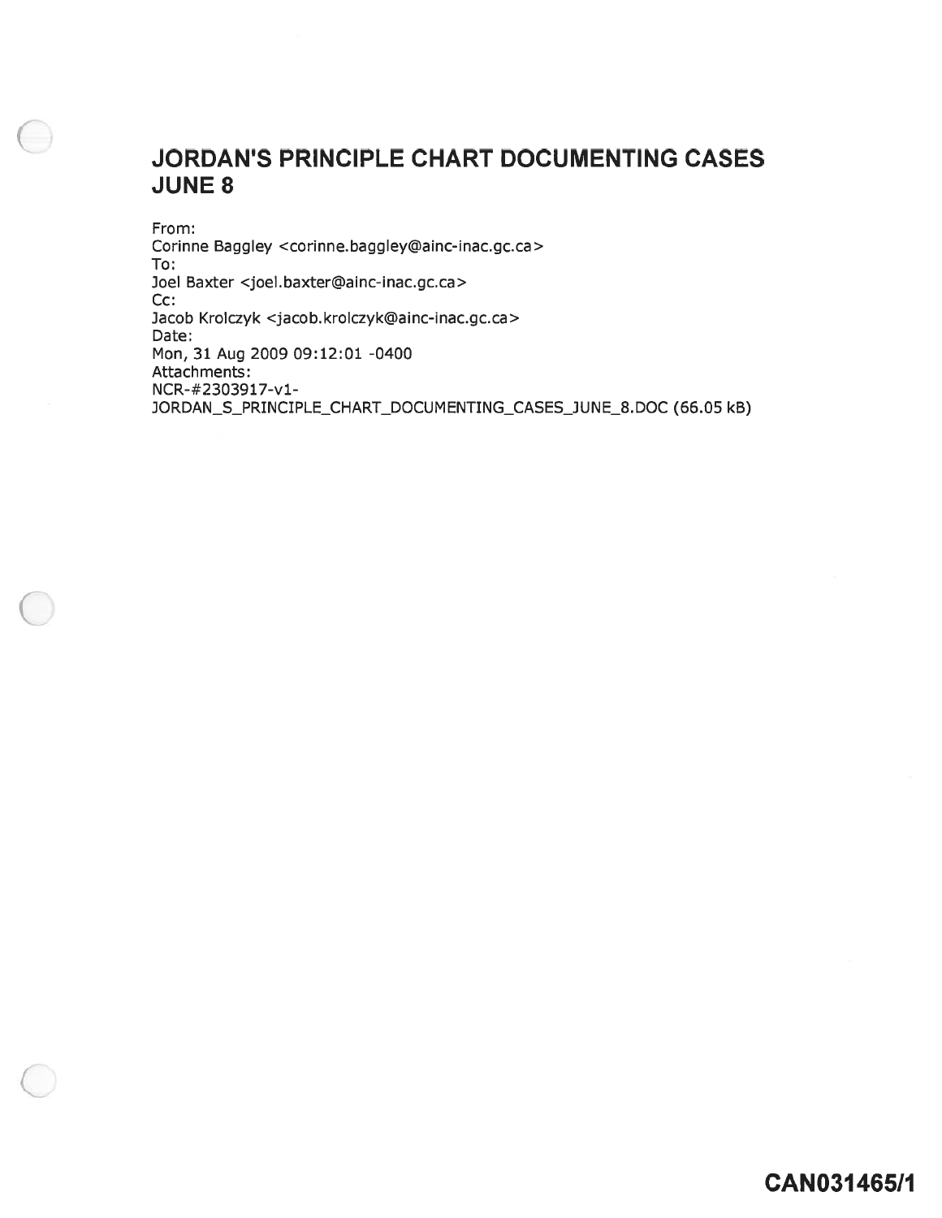# JORDAN'S PRINCIPLE CHART DOCUMENTING CASES JUNE 8

From:
Corinne Baggley <corinne.baggley@ainc-inac.gc.ca>
To:
Joel Baxter <joel.baxter@ainc-inac.gc.ca>
Cc:
Jacob Krolczyk <jacob.krolczyk@ainc-inac.gc.ca>
Date:
Mon, 31 Aug 2009 09:12:01 -0400
Attachments:
NCR-#2303917-v1-JORDAN_S_PRINCIPLE_CHART_DOCUMENTING_CASES_JUNE_8.DOC (66.05 kB)

CAN031465/1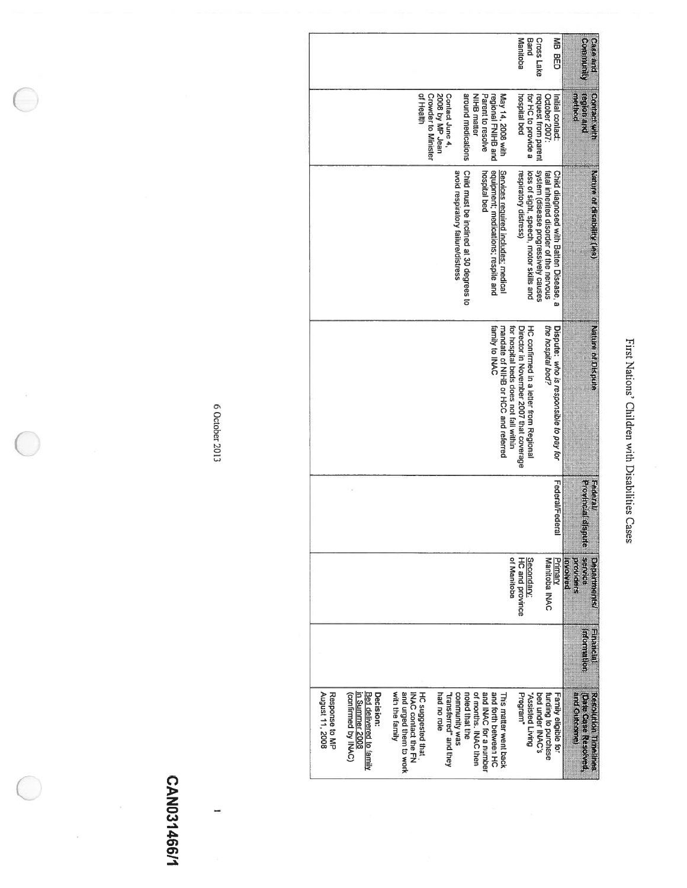# First Nations' Children with Disabilities Cases

| Case and Community | Contact with region and method | Nature of disability (ies) | Nature of Dispute | Federal/ Provincial dispute | Departments/ service providers involved | Financial Information | Resolution Timelines (Date Case Resolved, and Outcome) |
|---|---|---|---|---|---|---|---|
| MB BED<br><br>Cross Lake Band<br>Manitoba | Initial contact: October 2007: request from parent for HC to provide a hospital bed<br><br>May 14, 2008 with regional FNIHB and Parent to resolve NIHB matter around medications<br><br>Contact June 4, 2008 by MP Jean Crowder to Minister of Health | Child diagnosed with Batten Disease, a fatal inherited disorder of the nervous system (disease progressively causes loss of sight, speech, motor skills and respiratory distress)<br><br>Services required includes: medical equipment; medications; respite and hospital bed<br><br>Child must be inclined at 30 degrees to avoid respiratory failure/distress | Dispute: *who is responsible to pay for the hospital bed?*<br><br>HC confirmed in a letter from Regional Director in November 2007 that coverage for hospital beds does not fall within mandate of NIHB or HCC and referred family to INAC | Federal/Federal | Primary<br>Manitoba INAC<br><br>Secondary:<br>HC and province of Manitoba | | Family eligible for funding to purchase bed under INAC's "Assisted Living Program"<br><br>This matter went back and forth between HC and INAC for a number of months. INAC then noted that the community was "transferred" and they had no role<br><br>HC suggested that INAC contact the FN and urged them to work with the family<br><br>**Decision:**<br>Bed delivered to family in Summer 2008 (confirmed by INAC)<br><br>Response to MP August 11, 2008 |

6 October 2013

CAN031466/1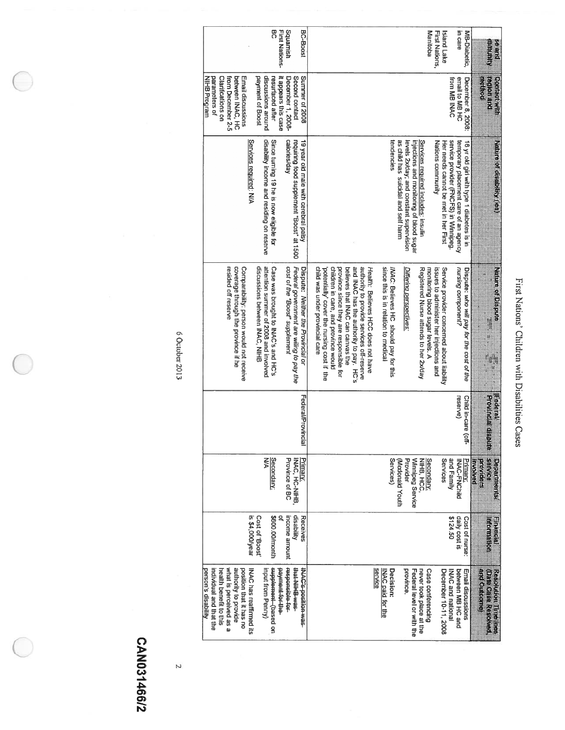# First Nations' Children with Disabilities Cases

| Sex and Identity | Contact with region and method | Nature of disability (ies) | Nature of Dispute | Federal/ Provincial dispute | Departments/ service providers involved | Financial Information | Resolution Timelines (Date Case Resolved, and Outcome) |
|---|---|---|---|---|---|---|---|
| MB-Diabetic, in care<br><br>Island Lake First Nations, Manitoba | December 8, 2008: email to MB HC from MB INAC | 16 yr old girl with type 1 diabetes is in temporary placement care of an agency service provider (FNCFS) in Winnipeg. Her needs cannot be met in her First Nations community<br><br>Services required includes: insulin injections and monitoring of blood sugar levels 2x/day; and constant supervision as child has suicidal and self harm tendencies | Dispute: *who will pay for the cost of the nursing component?*<br><br>Service provider concerned about liability issues to administer her injections and monitoring blood sugar levels. A Registered Nurse attends to her 2x/day<br><br>*Differing perspectives:*<br><br>*INAC:* Believes HC should pay for this since this is in relation to medical<br><br>*Health:* Believes HCC does not have authority to provide services off-reserve and INAC has the authority to pay. HC's believes that INAC can canvas the province since they are responsible for children in care, and province would 'potentially' cover the nursing cost if the child was under provincial care | Child in-care (off-reserve) | Primary: INAC-FNChild and Family Services<br><br>Secondary: NIHB, HCC, Winnipeg Service Provider (Mcdonald Youth Services) | Cost of nurse: daily cost is $124.50 | Email discussions between MB HC and INAC and national December 10-11, 2008<br><br>Case conferencing never took place at the Federal level or with the province.<br><br>**Decision:** INAC paid for the service |
| BC-Boost<br><br>Squamish First Nations-BC | Summer of 2008<br>Second contact December 1, 2008- it appears this case resurfaced after discussions around payment of Boost<br><br>Email discussions between INAC, HC from December 2-5 Clarifications on parameters of NIHB Program | 19 year old male with cerebral palsy requiring food supplement "Boost" at 1500 calories/day<br><br>Since turning 19 he is now eligible for disability income and residing on reserve<br><br>Services required: N/A | Dispute: *Neither the Provincial or Federal government are willing to pay the cost of the "Boost" supplement*<br><br>Case was brought to INAC's and HC's attention summer of 2008 and involved discussions between INAC, NIHB<br><br>Comparability: person would not receive coverage through the province if he resided off reserve | Federal/Provincial | Primary: INAC, HC-NIHB, Province of BC<br><br>Secondary: N/A | Receives disability income amount of $600.00/month<br><br>Cost of 'Boost' is $4,000/year | ~~INAC's position was that NIHB was responsible for payment for the supplement~~ (based on input from Penny)<br><br>INAC has reaffirmed its position that it has no authority to provide what is perceived as a health benefit to this individual and that the person's disability |

6 October 2013

CAN031466/2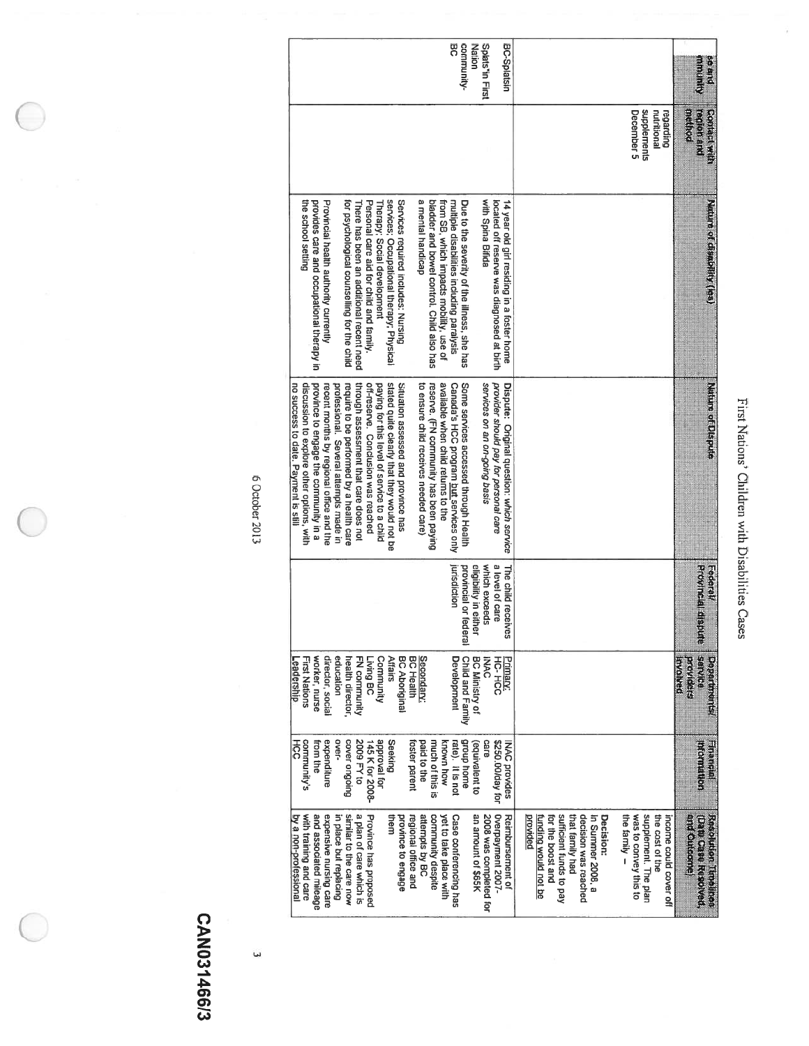# First Nations' Children with Disabilities Cases

| ...se and ...mmunity | Contact with region and method | Nature of disability (ies) | Nature of Dispute | Federal/ Provincial dispute | Departments/ service providers involved | Financial information | Resolution Timelines (Date Case Resolved, and Outcome) |
|---|---|---|---|---|---|---|---|
| | regarding nutritional supplements December 5 | | | | | | income could cover off the cost of the supplement. The plan was to convey this to the family –<br><br>**Decision:** In Summer 2008, a decision was reached that family had sufficient funds to pay for the boost and funding would not be provided |
| BC-Splatsin<br><br>Splats'in First Nation community-BC | | 14 year old girl residing in a foster home located off reserve was diagnosed at birth with Spina Bifida<br><br>Due to the severity of the illness, she has multiple disabilities including paralysis from SB, which impacts mobility, use of bladder and bowel control. Child also has a mental handicap<br><br>Services required includes: Nursing services; Occupational therapy; Physical Therapy; Social development Personal care aid for child and family. There has been an additional recent need for psychological counselling for the child<br><br>Provincial health authority currently provides care and occupational therapy in the school setting | Dispute: Original question: *which service provider should pay for personal care services on an on-going basis*<br><br>Some services accessed through Health Canada's HCC program but services only available when child returns to the reserve. (FN community has been paying to ensure child receives needed care)<br><br>Situation assessed and province has stated quite clearly that they would not be paying for this level of service to a child off-reserve. Conclusion was reached through assessment that care does not require to be performed by a health care professional. Several attempts made in recent months by regional office and the province to engage the community in a discussion to explore other options, with no success to date. Payment is still | The child receives a level of care which exceeds eligibility in either provincial or federal jurisdiction | Primary:<br>HC- HCC<br>INAC<br>BC Ministry of Child and Family Development<br><br>Secondary:<br>BC Health<br>BC Aboriginal Affairs<br>Community Living BC<br>FN community health director, education director, social worker, nurse<br>First Nations Leadership | INAC provides $250.00/day for care (equivalent to group home rate). It is not known how much of this is paid to the foster parent<br><br>Seeking approval for 145 K for 2008-2009 FY to cover ongoing over-expenditure from the community's HCC | Reimbursement of overpayment 2007-2008 was completed for an amount of $65K<br><br>Case conferencing has yet to take place with community despite attempts by BC regional office and province to engage them<br><br>Province has proposed a plan of care which is similar to the care now in place but replacing expensive nursing care and associated mileage with training and care by a non-professional |

6 October 2013

CAN031466/3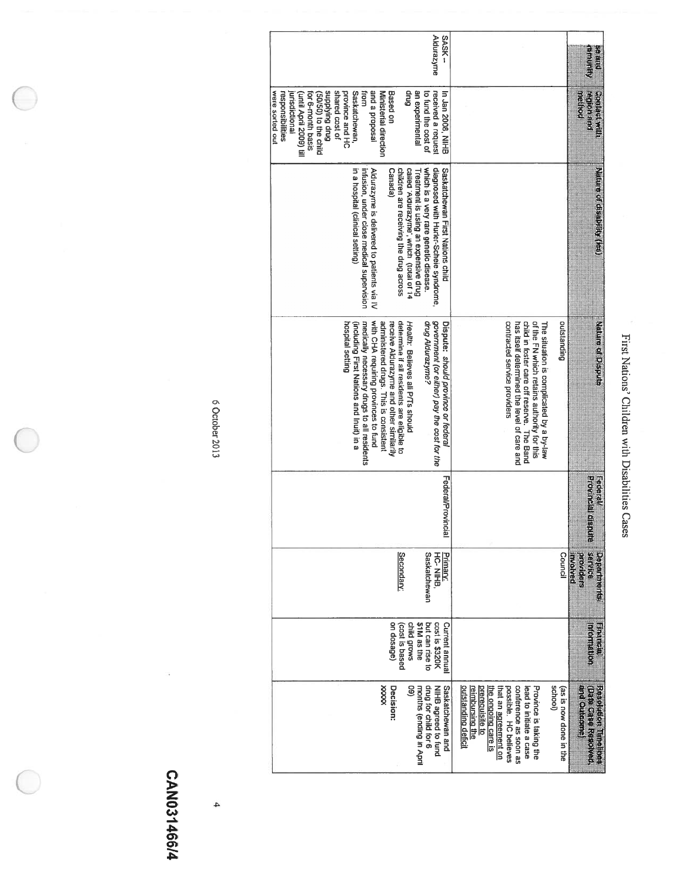# First Nations' Children with Disabilities Cases

| Case and community | Contact with region and method | Nature of disability (ies) | Nature of Dispute | Federal/ Provincial dispute | Departments/ service providers involved | Financial Information | Resolution Timelines (Date Case Resolved, and Outcome) |
|---|---|---|---|---|---|---|---|
| | | | outstanding<br><br>The situation is complicated by a by-law of the FN which retains authority for this child in foster care off reserve. The Band has itself determined the level of care and contracted service providers | | Council | | (as is now done in the school)<br><br>Province is taking the lead to initiate a case conference as soon as possible. HC believes that an agreement on the ongoing care is prerequisite to reimbursing the outstanding deficit |
| SASK – Aldurazyme | In Jan 2008, NIHB received a request to fund the cost of an experimental drug<br><br>Based on Ministerial direction and a proposal from Saskatchewan, province and HC shared cost of supplying drug (50/50) to the child for 6-month basis (until April 2009) till jurisdictional responsibilities were sorted out | Saskatchewan First Nations child diagnosed with Hurler-Scheie syndrome, which is a very rare genetic disease. Treatment is using an expensive drug called 'Aldurazyme', which (total of 14 children are receiving the drug across Canada)<br><br>Aldurazyme is delivered to patients via IV infusion, under close medical supervision in a hospital (clinical setting) | Dispute: *should province or federal government (or either) pay the cost for the drug Aldurazyme?*<br><br>*Health*: Believes all P/Ts should determine if all residents are eligible to receive Aldurazyme and other similarly administered drugs. This is consistent with CHA requiring provinces to fund medically necessary drugs to all residents (including First Nations and Inuit) in a hospital setting | Federal/Provincial | Primary: HC- NIHB, Saskatchewan<br><br>Secondary: | Current annual cost is $320K but can rise to $1M as the child grows (cost is based on dosage) | Saskatchewan and NIHB agreed to fund drug for child for 6 months (ending in April 09)<br><br>Decision: xxxxx |

6 October 2013

CAN031466/4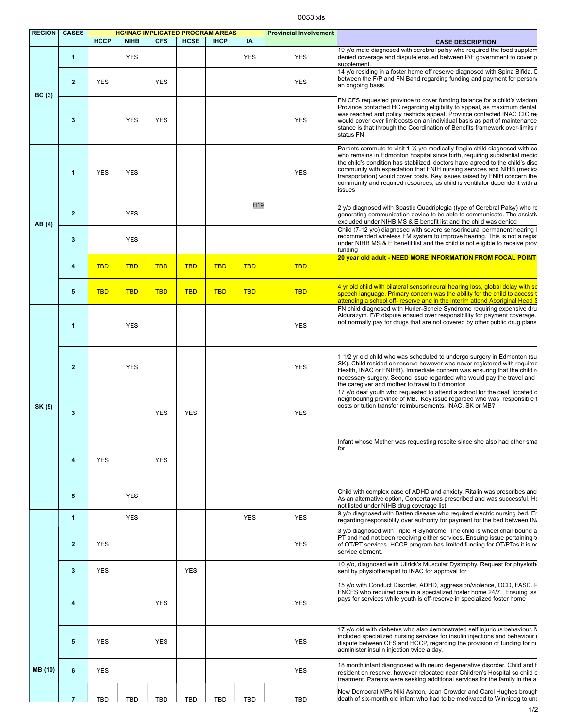0053.xls

| REGION | CASES | HC/INAC IMPLICATED PROGRAM AREAS | | | | | | Provincial Involvement | CASE DESCRIPTION |
|---|---|---|---|---|---|---|---|---|---|
| | | HCCP | NIHB | CFS | HCSE | IHCP | IA | | |
| BC (3) | 1 | | YES | | | | YES | YES | 19 y/o male diagnosed with cerebral palsy who required the food supplem denied coverage and dispute ensued between P/F government to cover p supplement. |
| | 2 | YES | | YES | | | | YES | 14 y/o residing in a foster home off reserve diagnosed with Spina Bifida. D between the F/P and FN Band regarding funding and payment for persona an ongoing basis. |
| | 3 | | YES | YES | | | | YES | FN CFS requested province to cover funding balance for a child's wisdom Province contacted HC regarding eligibility to appeal, as maximum dental was reached and policy restricts appeal. Province contacted INAC CIC re would cover over limit costs on an individual basis as part of maintenance stance is that through the Coordination of Benefits framework over-limits r status FN |
| AB (4) | 1 | YES | YES | | | | | YES | Parents commute to visit 1 ½ y/o medically fragile child diagnosed with co who remains in Edmonton hospital since birth, requiring substantial medic the child's condition has stabilized, doctors have agreed to the child's disc community with expectation that FNIH nursing services and NIHB (medica transportation) would cover costs. Key issues raised by FNIH concern the community and required resources, as child is ventilator dependent with a issues |
| | 2 | | YES | | | | H19 | | 2 y/o diagnosed with Spastic Quadriplegia (type of Cerebral Palsy) who re generating communication device to be able to communicate. The assistiv excluded under NIHB MS & E benefit list and the child was denied |
| | 3 | | YES | | | | | | Child (7-12 y/o) diagnosed with severe sensorineural permanent hearing l recommended wireless FM system to improve hearing. This is not a regist under NIHB MS & E benefit list and the child is not eligible to receive prov funding |
| | 4 | TBD | TBD | TBD | TBD | TBD | TBD | TBD | **20 year old adult - NEED MORE INFORMATION FROM FOCAL POINT** |
| | 5 | TBD | TBD | TBD | TBD | TBD | TBD | TBD | 4 yr old child with bilateral sensorineural hearing loss, global delay with se speech language. Primary concern was the ability for the child to access t attending a school off- reserve and in the interim attend Aboriginal Head S |
| SK (5) | 1 | | YES | | | | | YES | FN child diagnosed with Hurler-Scheie Syndrome requiring expensive dru Aldurazym. F/P dispute ensued over responsibility for payment coverage. not normally pay for drugs that are not covered by other public drug plans |
| | 2 | | YES | | | | | YES | 1 1/2 yr old child who was scheduled to undergo surgery in Edmonton (su SK). Child resided on reserve however was never registered with required Health, INAC or FNIHB). Immediate concern was ensuring that the child re necessary surgery. Second issue regarded who would pay the travel and a the caregiver and mother to travel to Edmonton |
| | 3 | | | YES | YES | | | YES | 17 y/o deaf youth who requested to attend a school for the deaf located o neighbouring province of MB. Key issue regarded who was responsible f costs or tution transfer reimbursements, INAC, SK or MB? |
| | 4 | YES | | YES | | | | | Infant whose Mother was requesting respite since she also had other sma for |
| | 5 | | YES | | | | | | Child with complex case of ADHD and anxiety. Ritalin was prescribes and As an alternative option, Concerta was prescribed and was successful. Ho not listed under NIHB drug coverage list |
| MB (10) | 1 | | YES | | | | YES | YES | 9 y/o diagnosed with Batten disease who required electric nursing bed. En regarding responsiblity over authority for payment for the bed between INA |
| | 2 | YES | | | | | | YES | 3 y/o diagnosed with Triple H Syndrome. The child is wheel chair bound a PT and had not been receiving either services. Ensuing issue pertaining to of OT/PT services. HCCP program has limited funding for OT/PTas it is no service element. |
| | 3 | YES | | | YES | | | | 10 y/o, diagnosed with Ullrick's Muscular Dystrophy. Request for physiothe sent by physiotherapist to INAC for approval for |
| | 4 | | | YES | | | | YES | 15 y/o with Conduct Disorder, ADHD, aggression/violence, OCD, FASD. F FNCFS who required care in a specialized foster home 24/7. Ensuing iss pays for services while youth is off-reserve in specialized foster home |
| | 5 | YES | | YES | | | | YES | 17 y/o old with diabetes who also demonstrated self injurious behaviour. N included specialized nursing services for insulin injections and behaviour r dispute between CFS and HCCP, regarding the provision of funding for nu administer insulin injection twice a day. |
| | 6 | YES | | | | | | YES | 18 month infant diangnosed with neuro degenerative disorder. Child and f resident on reserve, however relocated near Children's Hospital so child c treatment. Parents were seeking additional services for the family in the a |
| | 7 | TBD | TBD | TBD | TBD | TBD | TBD | TBD | New Democrat MPs Niki Ashton, Jean Crowder and Carol Hughes brough death of six-month old infant who had to be medivaced to Winnipeg to und |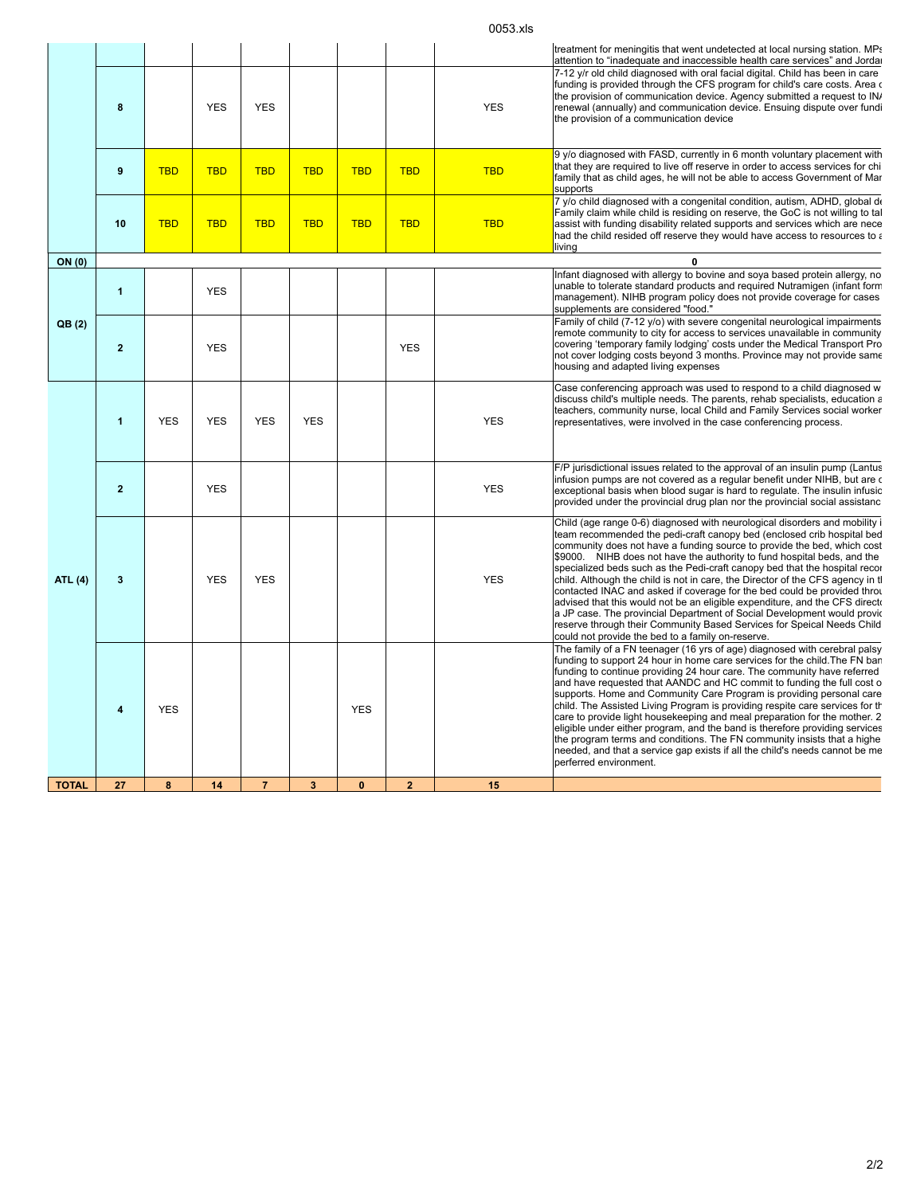| | | | | | | | | |
|---|---|---|---|---|---|---|---|---|
| | | | | | | | | treatment for meningitis that went undetected at local nursing station. MPs attention to "inadequate and inaccessible health care services" and Jordan |
| | 8 | | YES | YES | | | | YES | 7-12 y/r old child diagnosed with oral facial digital. Child has been in care funding is provided through the CFS program for child's care costs. Area c the provision of communication device. Agency submitted a request to INA renewal (annually) and communication device. Ensuing dispute over fundi the provision of a communication device |
| | 9 | TBD | TBD | TBD | TBD | TBD | TBD | TBD | 9 y/o diagnosed with FASD, currently in 6 month voluntary placement with that they are required to live off reserve in order to access services for chi family that as child ages, he will not be able to access Government of Man supports |
| | 10 | TBD | TBD | TBD | TBD | TBD | TBD | TBD | 7 y/o child diagnosed with a congenital condition, autism, ADHD, global de Family claim while child is residing on reserve, the GoC is not willing to tak assist with funding disability related supports and services which are nece had the child resided off reserve they would have access to resources to a living |
| **ON (0)** | | | | | | | | | 0 |
| **QB (2)** | 1 | | YES | | | | | | Infant diagnosed with allergy to bovine and soya based protein allergy, no unable to tolerate standard products and required Nutramigen (infant form management). NIHB program policy does not provide coverage for cases supplements are considered "food." |
| | 2 | | YES | | | | YES | | Family of child (7-12 y/o) with severe congenital neurological impairments remote community to city for access to services unavailable in community covering 'temporary family lodging' costs under the Medical Transport Pro not cover lodging costs beyond 3 months. Province may not provide same housing and adapted living expenses |
| **ATL (4)** | 1 | YES | YES | YES | YES | | | YES | Case conferencing approach was used to respond to a child diagnosed w discuss child's multiple needs. The parents, rehab specialists, education a teachers, community nurse, local Child and Family Services social worker representatives, were involved in the case conferencing process. |
| | 2 | | YES | | | | | YES | F/P jurisdictional issues related to the approval of an insulin pump (Lantus infusion pumps are not covered as a regular benefit under NIHB, but are c exceptional basis when blood sugar is hard to regulate. The insulin infusio provided under the provincial drug plan nor the provincial social assistanc |
| | 3 | | YES | YES | | | | YES | Child (age range 0-6) diagnosed with neurological disorders and mobility i team recommended the pedi-craft canopy bed (enclosed crib hospital bed community does not have a funding source to provide the bed, which cost $9000. NIHB does not have the authority to fund hospital beds, and the specialized beds such as the Pedi-craft canopy bed that the hospital recor child. Although the child is not in care, the Director of the CFS agency in th contacted INAC and asked if coverage for the bed could be provided throu advised that this would not be an eligible expenditure, and the CFS directo a JP case. The provincial Department of Social Development would provic reserve through their Community Based Services for Speical Needs Child could not provide the bed to a family on-reserve. |
| | 4 | YES | | | | YES | | | The family of a FN teenager (16 yrs of age) diagnosed with cerebral palsy funding to support 24 hour in home care services for the child.The FN ban funding to continue providing 24 hour care. The community have referred and have requested that AANDC and HC commit to funding the full cost o supports. Home and Community Care Program is providing personal care child. The Assisted Living Program is providing respite care services for th care to provide light housekeeping and meal preparation for the mother. 2 eligible under either program, and the band is therefore providing services the program terms and conditions. The FN community insists that a highe needed, and that a service gap exists if all the child's needs cannot be me perferred environment. |
| **TOTAL** | **27** | **8** | **14** | **7** | **3** | **0** | **2** | **15** | |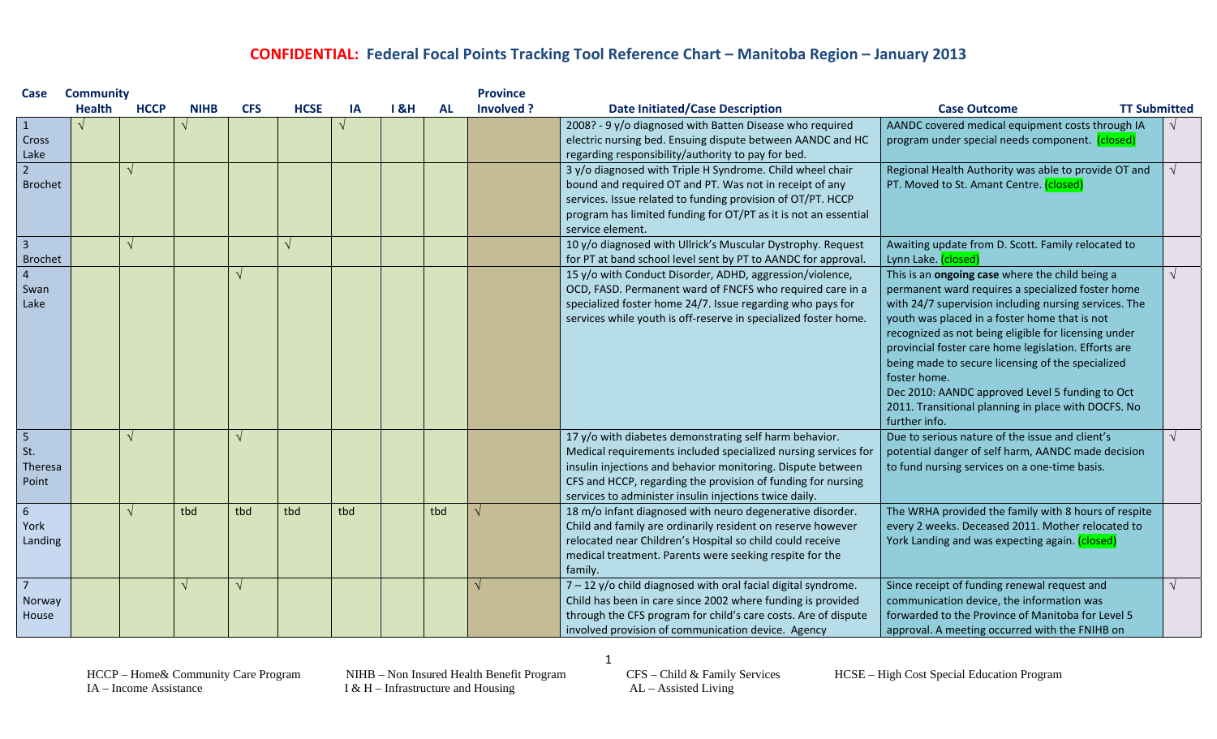# CONFIDENTIAL: Federal Focal Points Tracking Tool Reference Chart – Manitoba Region – January 2013

| Case | Community Health | HCCP | NIHB | CFS | HCSE | IA | I &H | AL | Province Involved ? | Date Initiated/Case Description | Case Outcome | TT Submitted |
|---|---|---|---|---|---|---|---|---|---|---|---|---|
| 1 Cross Lake | √ | | √ | | | √ | | | | 2008? - 9 y/o diagnosed with Batten Disease who required electric nursing bed. Ensuing dispute between AANDC and HC regarding responsibility/authority to pay for bed. | AANDC covered medical equipment costs through IA program under special needs component. (closed) | √ |
| 2 Brochet | | √ | | | | | | | | 3 y/o diagnosed with Triple H Syndrome. Child wheel chair bound and required OT and PT. Was not in receipt of any services. Issue related to funding provision of OT/PT. HCCP program has limited funding for OT/PT as it is not an essential service element. | Regional Health Authority was able to provide OT and PT. Moved to St. Amant Centre. (closed) | √ |
| 3 Brochet | | √ | | | √ | | | | | 10 y/o diagnosed with Ullrick's Muscular Dystrophy. Request for PT at band school level sent by PT to AANDC for approval. | Awaiting update from D. Scott. Family relocated to Lynn Lake. (closed) | |
| 4 Swan Lake | | | | √ | | | | | | 15 y/o with Conduct Disorder, ADHD, aggression/violence, OCD, FASD. Permanent ward of FNCFS who required care in a specialized foster home 24/7. Issue regarding who pays for services while youth is off-reserve in specialized foster home. | This is an **ongoing case** where the child being a permanent ward requires a specialized foster home with 24/7 supervision including nursing services. The youth was placed in a foster home that is not recognized as not being eligible for licensing under provincial foster care home legislation. Efforts are being made to secure licensing of the specialized foster home. Dec 2010: AANDC approved Level 5 funding to Oct 2011. Transitional planning in place with DOCFS. No further info. | √ |
| 5 St. Theresa Point | | √ | | √ | | | | | | 17 y/o with diabetes demonstrating self harm behavior. Medical requirements included specialized nursing services for insulin injections and behavior monitoring. Dispute between CFS and HCCP, regarding the provision of funding for nursing services to administer insulin injections twice daily. | Due to serious nature of the issue and client's potential danger of self harm, AANDC made decision to fund nursing services on a one-time basis. | √ |
| 6 York Landing | | √ | tbd | tbd | tbd | tbd | | tbd | √ | 18 m/o infant diagnosed with neuro degenerative disorder. Child and family are ordinarily resident on reserve however relocated near Children's Hospital so child could receive medical treatment. Parents were seeking respite for the family. | The WRHA provided the family with 8 hours of respite every 2 weeks. Deceased 2011. Mother relocated to York Landing and was expecting again. (closed) | |
| 7 Norway House | | | √ | √ | | | | | √ | 7 – 12 y/o child diagnosed with oral facial digital syndrome. Child has been in care since 2002 where funding is provided through the CFS program for child's care costs. Are of dispute involved provision of communication device. Agency | Since receipt of funding renewal request and communication device, the information was forwarded to the Province of Manitoba for Level 5 approval. A meeting occurred with the FNIHB on | √ |

HCCP – Home& Community Care Program    NIHB – Non Insured Health Benefit Program    CFS – Child & Family Services    HCSE – High Cost Special Education Program
IA – Income Assistance    I & H – Infrastructure and Housing    AL – Assisted Living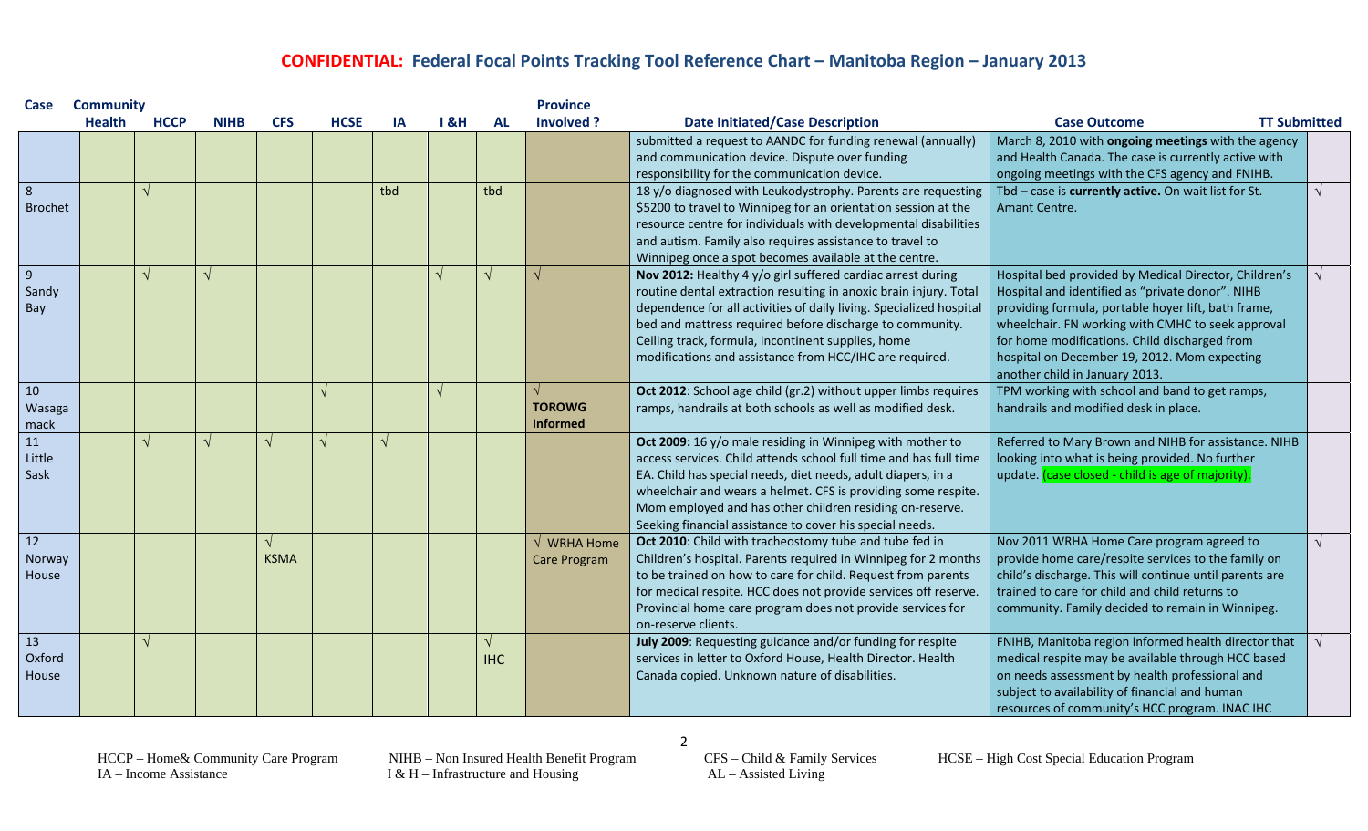# **CONFIDENTIAL:** Federal Focal Points Tracking Tool Reference Chart – Manitoba Region – January 2013

| Case | Community Health | HCCP | NIHB | CFS | HCSE | IA | I &H | AL | Province Involved ? | Date Initiated/Case Description | Case Outcome | TT Submitted |
|---|---|---|---|---|---|---|---|---|---|---|---|---|
| | | | | | | | | | | submitted a request to AANDC for funding renewal (annually) and communication device. Dispute over funding responsibility for the communication device. | March 8, 2010 with **ongoing meetings** with the agency and Health Canada. The case is currently active with ongoing meetings with the CFS agency and FNIHB. | |
| 8 Brochet | | √ | | | | tbd | | tbd | | 18 y/o diagnosed with Leukodystrophy. Parents are requesting $5200 to travel to Winnipeg for an orientation session at the resource centre for individuals with developmental disabilities and autism. Family also requires assistance to travel to Winnipeg once a spot becomes available at the centre. | Tbd – case is **currently active.** On wait list for St. Amant Centre. | √ |
| 9 Sandy Bay | | √ | √ | | | | √ | √ | √ | **Nov 2012:** Healthy 4 y/o girl suffered cardiac arrest during routine dental extraction resulting in anoxic brain injury. Total dependence for all activities of daily living. Specialized hospital bed and mattress required before discharge to community. Ceiling track, formula, incontinent supplies, home modifications and assistance from HCC/IHC are required. | Hospital bed provided by Medical Director, Children's Hospital and identified as "private donor". NIHB providing formula, portable hoyer lift, bath frame, wheelchair. FN working with CMHC to seek approval for home modifications. Child discharged from hospital on December 19, 2012. Mom expecting another child in January 2013. | √ |
| 10 Wasagamack | | | | | √ | | √ | | √ **TOROWG Informed** | **Oct 2012**: School age child (gr.2) without upper limbs requires ramps, handrails at both schools as well as modified desk. | TPM working with school and band to get ramps, handrails and modified desk in place. | |
| 11 Little Sask | | √ | √ | √ | √ | √ | | | | **Oct 2009:** 16 y/o male residing in Winnipeg with mother to access services. Child attends school full time and has full time EA. Child has special needs, diet needs, adult diapers, in a wheelchair and wears a helmet. CFS is providing some respite. Mom employed and has other children residing on-reserve. Seeking financial assistance to cover his special needs. | Referred to Mary Brown and NIHB for assistance. NIHB looking into what is being provided. No further update. (case closed - child is age of majority). | |
| 12 Norway House | | | | √ KSMA | | | | | √ WRHA Home Care Program | **Oct 2010**: Child with tracheostomy tube and tube fed in Children's hospital. Parents required in Winnipeg for 2 months to be trained on how to care for child. Request from parents for medical respite. HCC does not provide services off reserve. Provincial home care program does not provide services for on-reserve clients. | Nov 2011 WRHA Home Care program agreed to provide home care/respite services to the family on child's discharge. This will continue until parents are trained to care for child and child returns to community. Family decided to remain in Winnipeg. | √ |
| 13 Oxford House | | √ | | | | | | √ IHC | | **July 2009**: Requesting guidance and/or funding for respite services in letter to Oxford House, Health Director. Health Canada copied. Unknown nature of disabilities. | FNIHB, Manitoba region informed health director that medical respite may be available through HCC based on needs assessment by health professional and subject to availability of financial and human resources of community's HCC program. INAC IHC | √ |

HCCP – Home& Community Care Program
IA – Income Assistance
NIHB – Non Insured Health Benefit Program
I & H – Infrastructure and Housing
CFS – Child & Family Services
AL – Assisted Living
HCSE – High Cost Special Education Program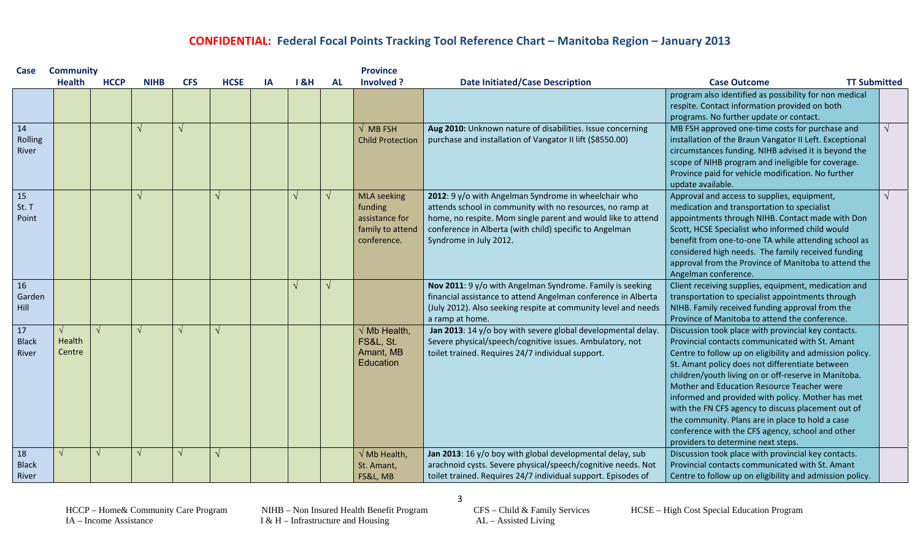# CONFIDENTIAL: Federal Focal Points Tracking Tool Reference Chart – Manitoba Region – January 2013

| Case | Community Health | HCCP | NIHB | CFS | HCSE | IA | I &H | AL | Province Involved ? | Date Initiated/Case Description | Case Outcome | TT Submitted |
|---|---|---|---|---|---|---|---|---|---|---|---|---|
| | | | | | | | | | | | program also identified as possibility for non medical respite. Contact information provided on both programs. No further update or contact. | |
| 14 Rolling River | | | √ | √ | | | | | √ MB FSH Child Protection | **Aug 2010:** Unknown nature of disabilities. Issue concerning purchase and installation of Vangator II lift ($8550.00) | MB FSH approved one-time costs for purchase and installation of the Braun Vangator II Left. Exceptional circumstances funding. NIHB advised it is beyond the scope of NIHB program and ineligible for coverage. Province paid for vehicle modification. No further update available. | √ |
| 15 St. T Point | | | √ | | √ | | √ | √ | MLA seeking funding assistance for family to attend conference. | **2012**: 9 y/o with Angelman Syndrome in wheelchair who attends school in community with no resources, no ramp at home, no respite. Mom single parent and would like to attend conference in Alberta (with child) specific to Angelman Syndrome in July 2012. | Approval and access to supplies, equipment, medication and transportation to specialist appointments through NIHB. Contact made with Don Scott, HCSE Specialist who informed child would benefit from one-to-one TA while attending school as considered high needs. The family received funding approval from the Province of Manitoba to attend the Angelman conference. | √ |
| 16 Garden Hill | | | | | | | √ | √ | | **Nov 2011**: 9 y/o with Angelman Syndrome. Family is seeking financial assistance to attend Angelman conference in Alberta (July 2012). Also seeking respite at community level and needs a ramp at home. | Client receiving supplies, equipment, medication and transportation to specialist appointments through NIHB. Family received funding approval from the Province of Manitoba to attend the conference. | |
| 17 Black River | √ Health Centre | √ | √ | √ | √ | | | | √ Mb Health, FS&L, St. Amant, MB Education | **Jan 2013**: 14 y/o boy with severe global developmental delay. Severe physical/speech/cognitive issues. Ambulatory, not toilet trained. Requires 24/7 individual support. | Discussion took place with provincial key contacts. Provincial contacts communicated with St. Amant Centre to follow up on eligibility and admission policy. St. Amant policy does not differentiate between children/youth living on or off-reserve in Manitoba. Mother and Education Resource Teacher were informed and provided with policy. Mother has met with the FN CFS agency to discuss placement out of the community. Plans are in place to hold a case conference with the CFS agency, school and other providers to determine next steps. | |
| 18 Black River | √ | √ | √ | √ | √ | | | | √ Mb Health, St. Amant, FS&L, MB | **Jan 2013**: 16 y/o boy with global developmental delay, sub arachnoid cysts. Severe physical/speech/cognitive needs. Not toilet trained. Requires 24/7 individual support. Episodes of | Discussion took place with provincial key contacts. Provincial contacts communicated with St. Amant Centre to follow up on eligibility and admission policy. | |

HCCP – Home& Community Care Program
IA – Income Assistance
NIHB – Non Insured Health Benefit Program
I & H – Infrastructure and Housing
CFS – Child & Family Services
AL – Assisted Living
HCSE – High Cost Special Education Program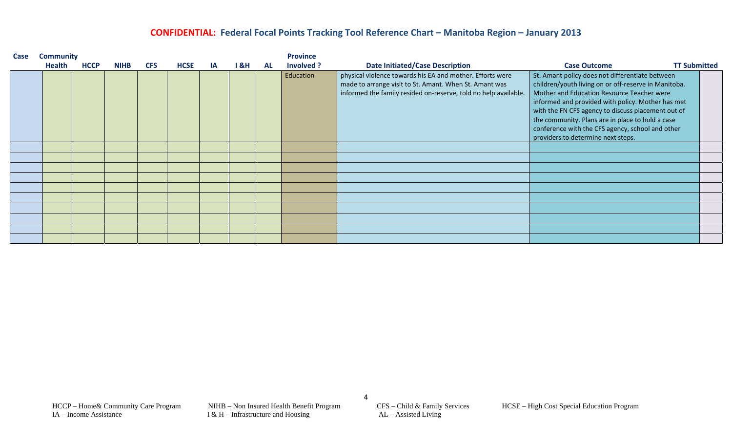## **CONFIDENTIAL:** Federal Focal Points Tracking Tool Reference Chart – Manitoba Region – January 2013

| Case | Community Health | HCCP | NIHB | CFS | HCSE | IA | I &H | AL | Province Involved ? | Date Initiated/Case Description | Case Outcome | TT Submitted |
|---|---|---|---|---|---|---|---|---|---|---|---|---|
| | | | | | | | | | Education | physical violence towards his EA and mother. Efforts were made to arrange visit to St. Amant. When St. Amant was informed the family resided on-reserve, told no help available. | St. Amant policy does not differentiate between children/youth living on or off-reserve in Manitoba. Mother and Education Resource Teacher were informed and provided with policy. Mother has met with the FN CFS agency to discuss placement out of the community. Plans are in place to hold a case conference with the CFS agency, school and other providers to determine next steps. | |
| | | | | | | | | | | | | |
| | | | | | | | | | | | | |
| | | | | | | | | | | | | |
| | | | | | | | | | | | | |
| | | | | | | | | | | | | |
| | | | | | | | | | | | | |
| | | | | | | | | | | | | |
| | | | | | | | | | | | | |
| | | | | | | | | | | | | |
| | | | | | | | | | | | | |

HCCP – Home& Community Care Program
NIHB – Non Insured Health Benefit Program
CFS – Child & Family Services
HCSE – High Cost Special Education Program
IA – Income Assistance
I & H – Infrastructure and Housing
AL – Assisted Living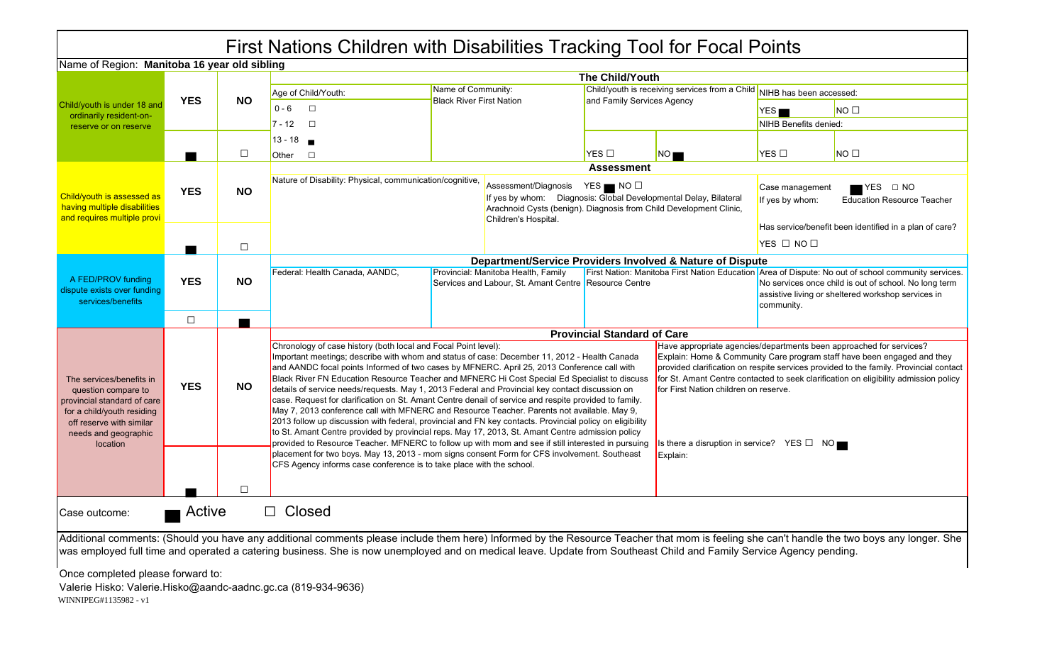# First Nations Children with Disabilities Tracking Tool for Focal Points

Name of Region: **Manitoba 16 year old sibling**

## The Child/Youth

| | YES | NO | | | | | | |
|---|---|---|---|---|---|---|---|---|
| Child/youth is under 18 and ordinarily resident-on-reserve or on reserve | ■ | ☐ | Age of Child/Youth: 0 - 6 ☐ 7 - 12 ☐ 13 - 18 ■ Other ☐ | Name of Community: Black River First Nation | Child/youth is receiving services from a Child and Family Services Agency | YES ☐ NO ■ | NIHB has been accessed: YES ■ NO ☐ | NIHB Benefits denied: YES ☐ NO ☐ |

## Assessment

| | YES | NO | | | |
|---|---|---|---|---|---|
| Child/youth is assessed as having multiple disabilities and requires multiple provi | ■ | ☐ | Nature of Disability: Physical, communication/cognitive, | Assessment/Diagnosis YES ■ NO ☐ If yes by whom: Diagnosis: Global Developmental Delay, Bilateral Arachnoid Cysts (benign). Diagnosis from Child Development Clinic, Children's Hospital. | Case management ■ YES ☐ NO If yes by whom: Education Resource Teacher. Has service/benefit been identified in a plan of care? YES ☐ NO ☐ |

## Department/Service Providers Involved & Nature of Dispute

| | YES | NO | | | | |
|---|---|---|---|---|---|---|
| A FED/PROV funding dispute exists over funding services/benefits | ☐ | ■ | Federal: Health Canada, AANDC, | Provincial: Manitoba Health, Family Services and Labour, St. Amant Centre | First Nation: Manitoba First Nation Education Resource Centre | Area of Dispute: No out of school community services. No services once child is out of school. No long term assistive living or sheltered workshop services in community. |

## Provincial Standard of Care

| | YES | NO | | |
|---|---|---|---|---|
| The services/benefits in question compare to provincial standard of care for a child/youth residing off reserve with similar needs and geographic location | ■ | ☐ | Chronology of case history (both local and Focal Point level): Important meetings; describe with whom and status of case: December 11, 2012 - Health Canada and AANDC focal points Informed of two cases by MFNERC. April 25, 2013 Conference call with Black River FN Education Resource Teacher and MFNERC Hi Cost Special Ed Specialist to discuss details of service needs/requests. May 1, 2013 Federal and Provincial key contact discussion on case. Request for clarification on St. Amant Centre denail of service and respite provided to family. May 7, 2013 conference call with MFNERC and Resource Teacher. Parents not available. May 9, 2013 follow up discussion with federal, provincial and FN key contacts. Provincial policy on eligibility to St. Amant Centre provided by provincial reps. May 17, 2013, St. Amant Centre admission policy provided to Resource Teacher. MFNERC to follow up with mom and see if still interested in pursuing placement for two boys. May 13, 2013 - mom signs consent Form for CFS involvement. Southeast CFS Agency informs case conference is to take place with the school. | Have appropriate agencies/departments been approached for services? Explain: Home & Community Care program staff have been engaged and they provided clarification on respite services provided to the family. Provincial contact for St. Amant Centre contacted to seek clarification on eligibility admission policy for First Nation children on reserve. Is there a disruption in service? YES ☐ NO ■ Explain: |

Case outcome: ■ Active ☐ Closed

Additional comments: (Should you have any additional comments please include them here) Informed by the Resource Teacher that mom is feeling she can't handle the two boys any longer. She was employed full time and operated a catering business. She is now unemployed and on medical leave. Update from Southeast Child and Family Service Agency pending.

Once completed please forward to:
Valerie Hisko: Valerie.Hisko@aandc-aadnc.gc.ca (819-934-9636)

WINNIPEG#1135982 - v1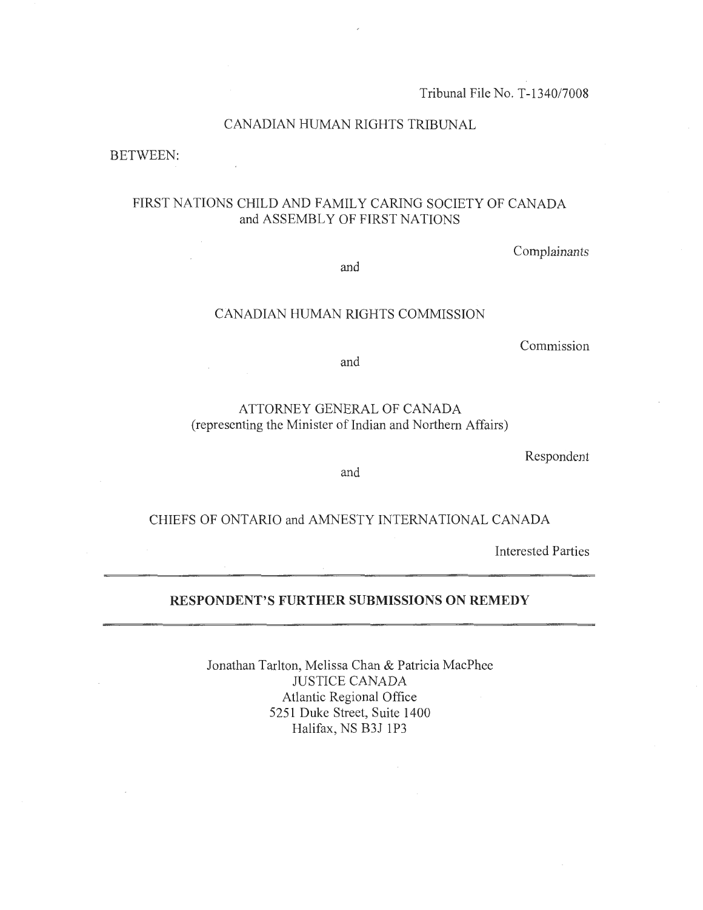Tribunal File No. T-1340/7008

CANADIAN HUMAN RIGHTS TRIBUNAL

BETWEEN:

FIRST NATIONS CHILD AND FAMILY CARING SOCIETY OF CANADA and ASSEMBLY OF FIRST NATIONS

Complainants

and

CANADIAN HUMAN RIGHTS COMMISSION

Commission

and

ATTORNEY GENERAL OF CANADA
(representing the Minister of Indian and Northern Affairs)

Respondent

and

CHIEFS OF ONTARIO and AMNESTY INTERNATIONAL CANADA

Interested Parties

---

**RESPONDENT'S FURTHER SUBMISSIONS ON REMEDY**

---

Jonathan Tarlton, Melissa Chan & Patricia MacPhee
JUSTICE CANADA
Atlantic Regional Office
5251 Duke Street, Suite 1400
Halifax, NS B3J 1P3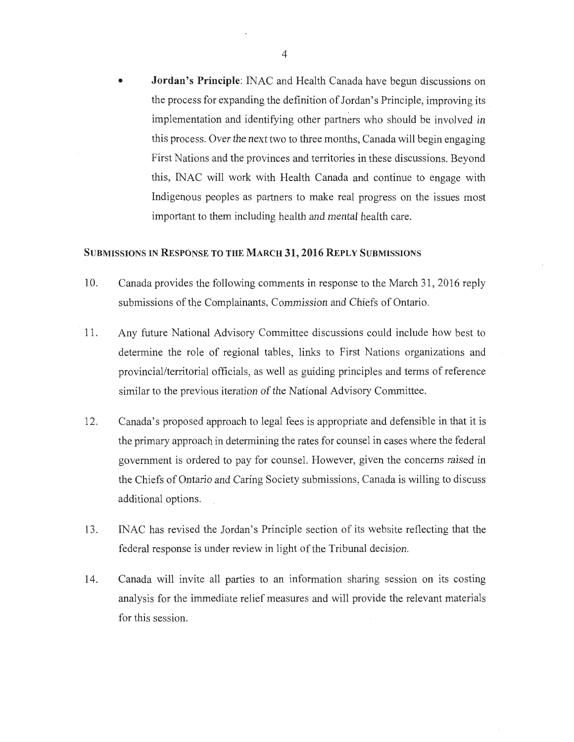- **Jordan's Principle**: INAC and Health Canada have begun discussions on the process for expanding the definition of Jordan's Principle, improving its implementation and identifying other partners who should be involved in this process. Over the next two to three months, Canada will begin engaging First Nations and the provinces and territories in these discussions. Beyond this, INAC will work with Health Canada and continue to engage with Indigenous peoples as partners to make real progress on the issues most important to them including health and mental health care.

## SUBMISSIONS IN RESPONSE TO THE MARCH 31, 2016 REPLY SUBMISSIONS

10. Canada provides the following comments in response to the March 31, 2016 reply submissions of the Complainants, Commission and Chiefs of Ontario.

11. Any future National Advisory Committee discussions could include how best to determine the role of regional tables, links to First Nations organizations and provincial/territorial officials, as well as guiding principles and terms of reference similar to the previous iteration of the National Advisory Committee.

12. Canada's proposed approach to legal fees is appropriate and defensible in that it is the primary approach in determining the rates for counsel in cases where the federal government is ordered to pay for counsel. However, given the concerns raised in the Chiefs of Ontario and Caring Society submissions, Canada is willing to discuss additional options.

13. INAC has revised the Jordan's Principle section of its website reflecting that the federal response is under review in light of the Tribunal decision.

14. Canada will invite all parties to an information sharing session on its costing analysis for the immediate relief measures and will provide the relevant materials for this session.